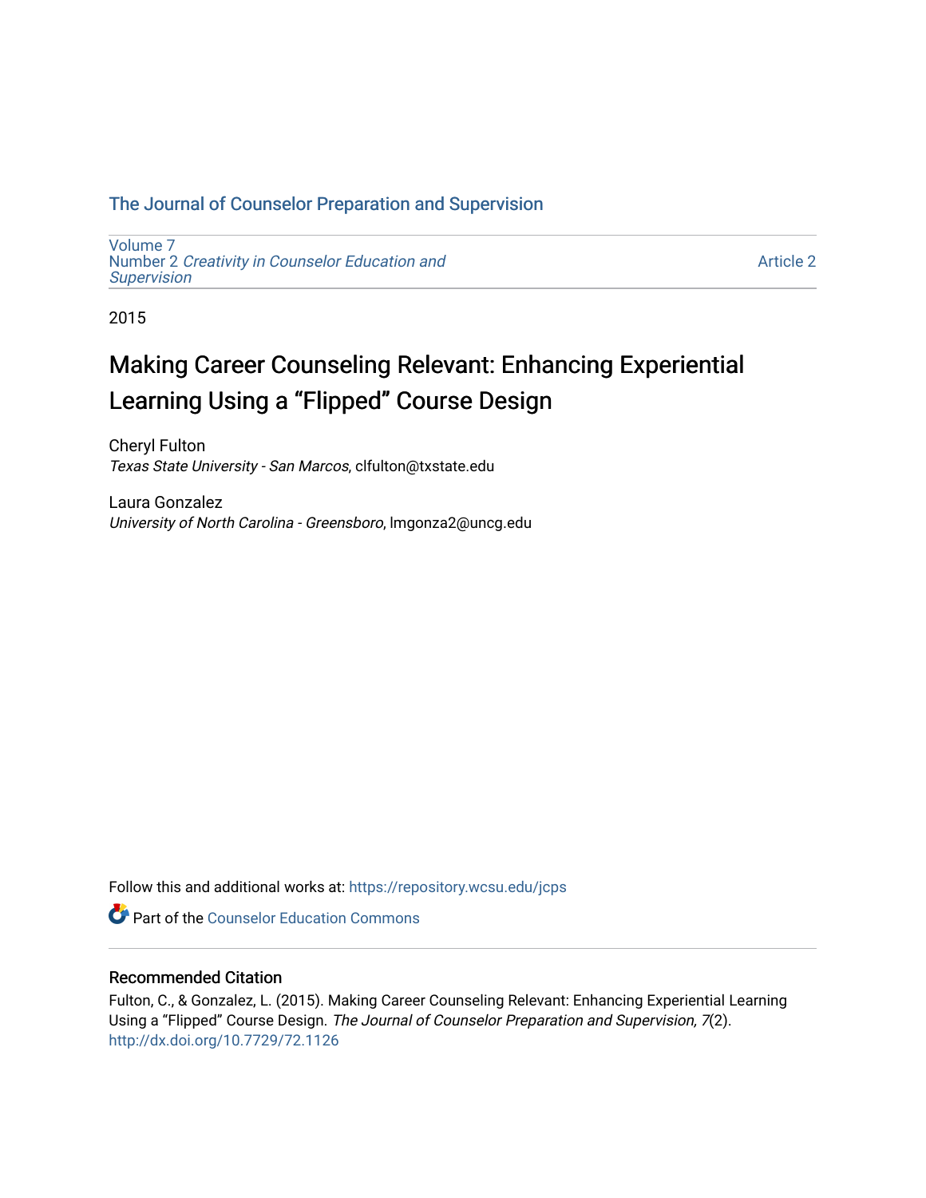The Journal of Counselor Preparation and Supervision

Volume 7
Number 2 *Creativity in Counselor Education and Supervision*

Article 2

2015

# Making Career Counseling Relevant: Enhancing Experiential Learning Using a "Flipped" Course Design

Cheryl Fulton
*Texas State University - San Marcos*, clfulton@txstate.edu

Laura Gonzalez
*University of North Carolina - Greensboro*, lmgonza2@uncg.edu

Follow this and additional works at: https://repository.wcsu.edu/jcps

Part of the Counselor Education Commons

## Recommended Citation

Fulton, C., & Gonzalez, L. (2015). Making Career Counseling Relevant: Enhancing Experiential Learning Using a "Flipped" Course Design. *The Journal of Counselor Preparation and Supervision, 7*(2). http://dx.doi.org/10.7729/72.1126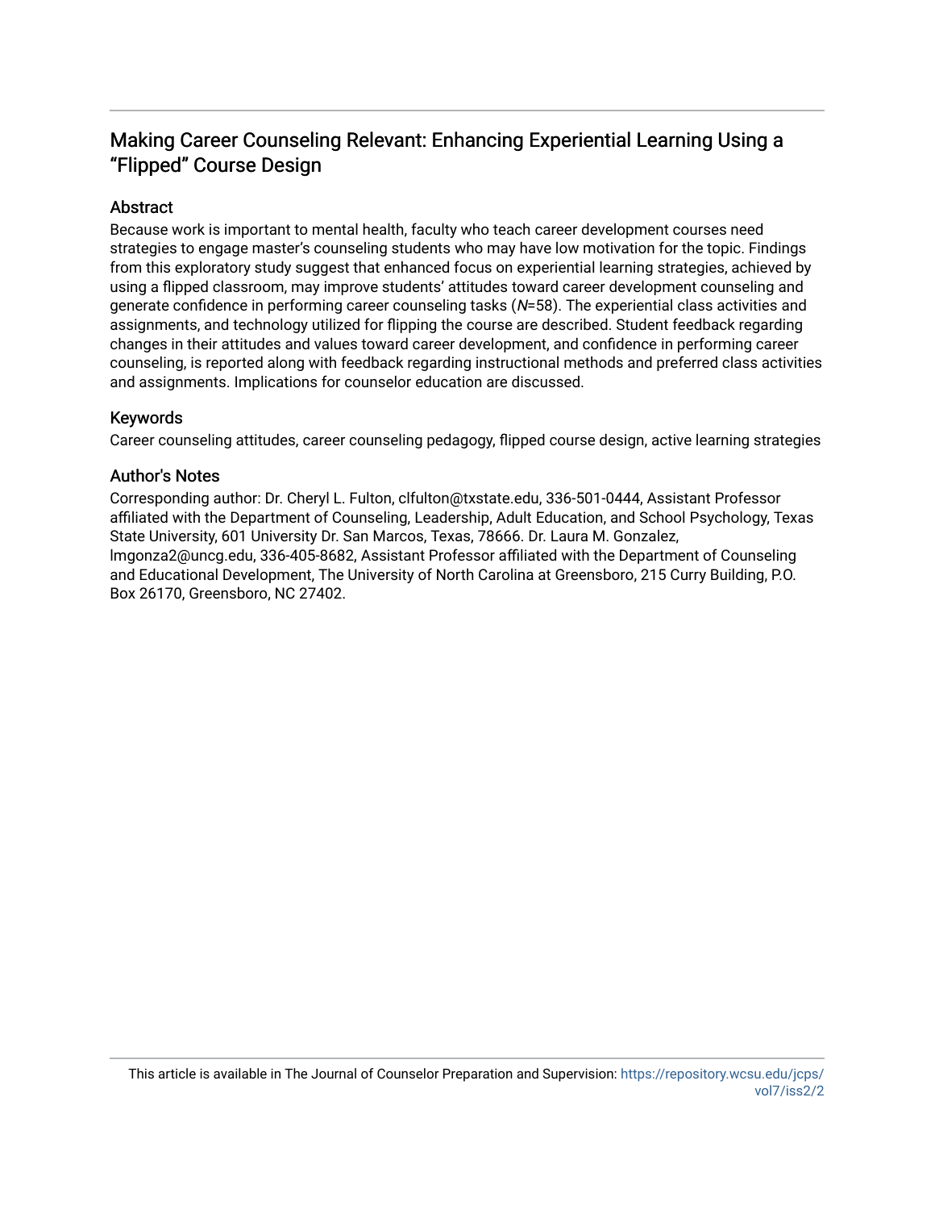# Making Career Counseling Relevant: Enhancing Experiential Learning Using a "Flipped" Course Design

## Abstract

Because work is important to mental health, faculty who teach career development courses need strategies to engage master's counseling students who may have low motivation for the topic. Findings from this exploratory study suggest that enhanced focus on experiential learning strategies, achieved by using a flipped classroom, may improve students' attitudes toward career development counseling and generate confidence in performing career counseling tasks ($N$=58). The experiential class activities and assignments, and technology utilized for flipping the course are described. Student feedback regarding changes in their attitudes and values toward career development, and confidence in performing career counseling, is reported along with feedback regarding instructional methods and preferred class activities and assignments. Implications for counselor education are discussed.

## Keywords

Career counseling attitudes, career counseling pedagogy, flipped course design, active learning strategies

## Author's Notes

Corresponding author: Dr. Cheryl L. Fulton, clfulton@txstate.edu, 336-501-0444, Assistant Professor affiliated with the Department of Counseling, Leadership, Adult Education, and School Psychology, Texas State University, 601 University Dr. San Marcos, Texas, 78666. Dr. Laura M. Gonzalez, lmgonza2@uncg.edu, 336-405-8682, Assistant Professor affiliated with the Department of Counseling and Educational Development, The University of North Carolina at Greensboro, 215 Curry Building, P.O. Box 26170, Greensboro, NC 27402.

This article is available in The Journal of Counselor Preparation and Supervision: https://repository.wcsu.edu/jcps/vol7/iss2/2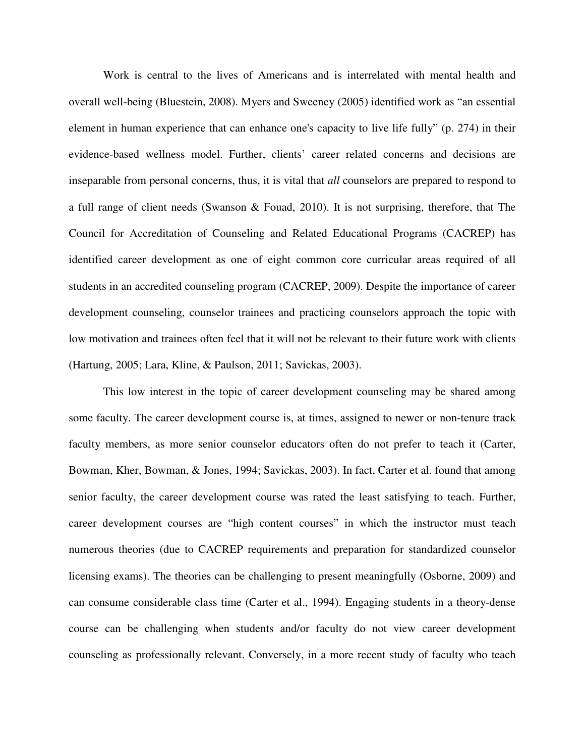Work is central to the lives of Americans and is interrelated with mental health and overall well-being (Bluestein, 2008). Myers and Sweeney (2005) identified work as "an essential element in human experience that can enhance one's capacity to live life fully" (p. 274) in their evidence-based wellness model. Further, clients' career related concerns and decisions are inseparable from personal concerns, thus, it is vital that *all* counselors are prepared to respond to a full range of client needs (Swanson & Fouad, 2010). It is not surprising, therefore, that The Council for Accreditation of Counseling and Related Educational Programs (CACREP) has identified career development as one of eight common core curricular areas required of all students in an accredited counseling program (CACREP, 2009). Despite the importance of career development counseling, counselor trainees and practicing counselors approach the topic with low motivation and trainees often feel that it will not be relevant to their future work with clients (Hartung, 2005; Lara, Kline, & Paulson, 2011; Savickas, 2003).

This low interest in the topic of career development counseling may be shared among some faculty. The career development course is, at times, assigned to newer or non-tenure track faculty members, as more senior counselor educators often do not prefer to teach it (Carter, Bowman, Kher, Bowman, & Jones, 1994; Savickas, 2003). In fact, Carter et al. found that among senior faculty, the career development course was rated the least satisfying to teach. Further, career development courses are "high content courses" in which the instructor must teach numerous theories (due to CACREP requirements and preparation for standardized counselor licensing exams). The theories can be challenging to present meaningfully (Osborne, 2009) and can consume considerable class time (Carter et al., 1994). Engaging students in a theory-dense course can be challenging when students and/or faculty do not view career development counseling as professionally relevant. Conversely, in a more recent study of faculty who teach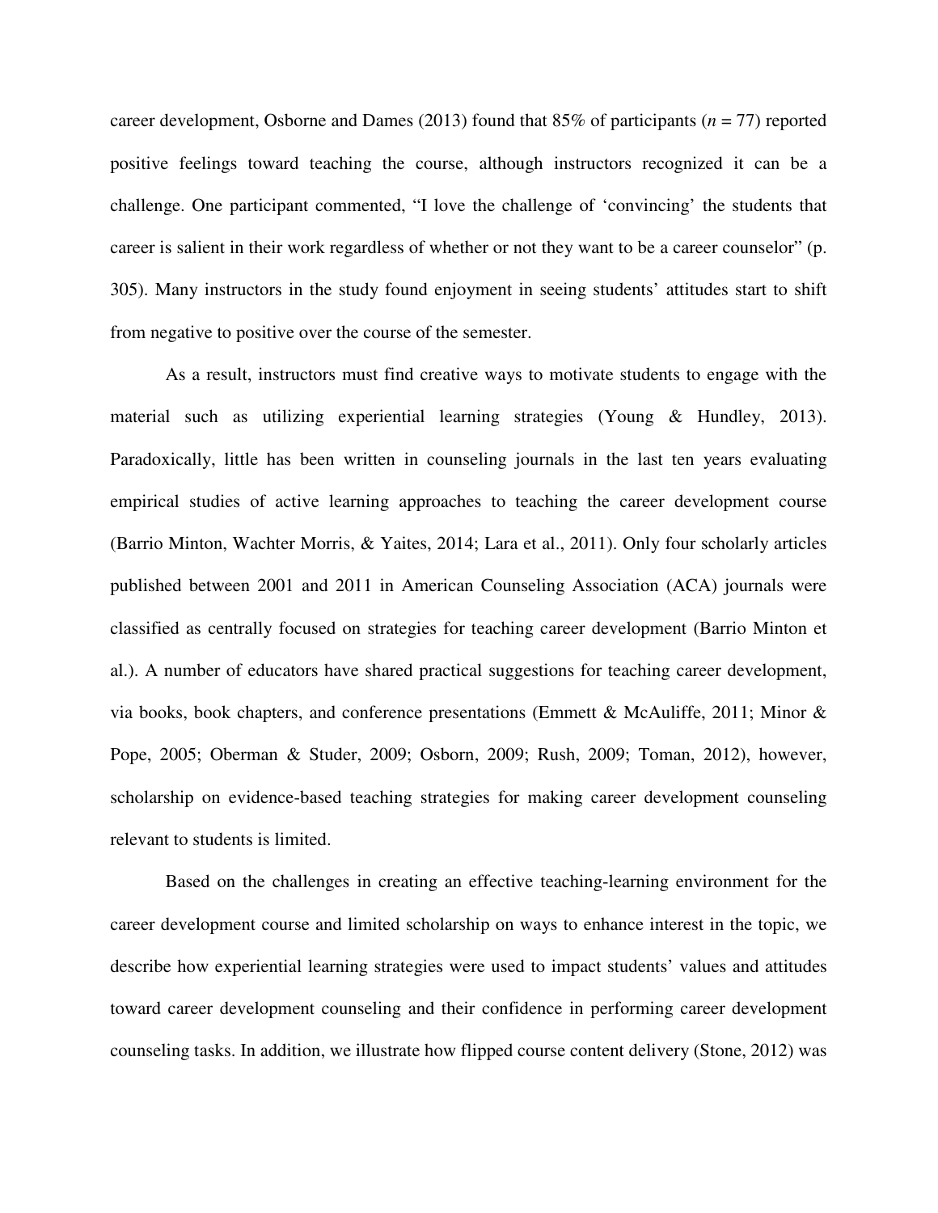career development, Osborne and Dames (2013) found that 85% of participants (*n* = 77) reported positive feelings toward teaching the course, although instructors recognized it can be a challenge. One participant commented, "I love the challenge of 'convincing' the students that career is salient in their work regardless of whether or not they want to be a career counselor" (p. 305). Many instructors in the study found enjoyment in seeing students' attitudes start to shift from negative to positive over the course of the semester.

As a result, instructors must find creative ways to motivate students to engage with the material such as utilizing experiential learning strategies (Young & Hundley, 2013). Paradoxically, little has been written in counseling journals in the last ten years evaluating empirical studies of active learning approaches to teaching the career development course (Barrio Minton, Wachter Morris, & Yaites, 2014; Lara et al., 2011). Only four scholarly articles published between 2001 and 2011 in American Counseling Association (ACA) journals were classified as centrally focused on strategies for teaching career development (Barrio Minton et al.). A number of educators have shared practical suggestions for teaching career development, via books, book chapters, and conference presentations (Emmett & McAuliffe, 2011; Minor & Pope, 2005; Oberman & Studer, 2009; Osborn, 2009; Rush, 2009; Toman, 2012), however, scholarship on evidence-based teaching strategies for making career development counseling relevant to students is limited.

Based on the challenges in creating an effective teaching-learning environment for the career development course and limited scholarship on ways to enhance interest in the topic, we describe how experiential learning strategies were used to impact students' values and attitudes toward career development counseling and their confidence in performing career development counseling tasks. In addition, we illustrate how flipped course content delivery (Stone, 2012) was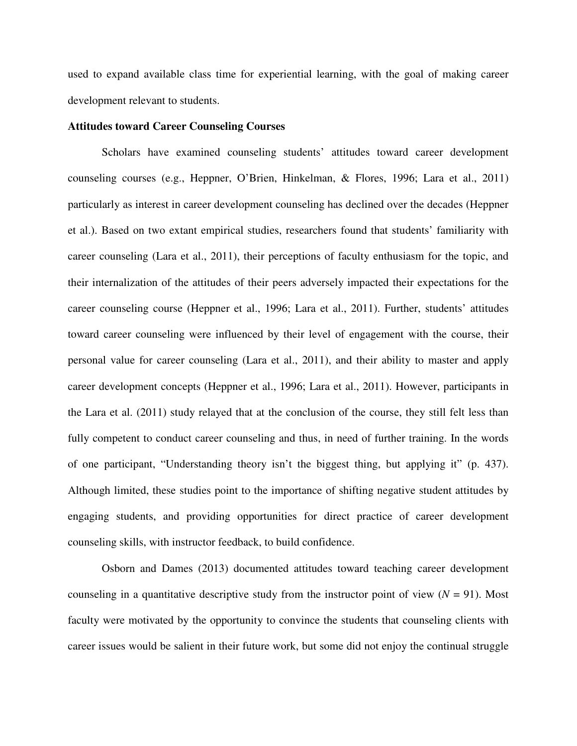used to expand available class time for experiential learning, with the goal of making career development relevant to students.

**Attitudes toward Career Counseling Courses**

Scholars have examined counseling students' attitudes toward career development counseling courses (e.g., Heppner, O'Brien, Hinkelman, & Flores, 1996; Lara et al., 2011) particularly as interest in career development counseling has declined over the decades (Heppner et al.). Based on two extant empirical studies, researchers found that students' familiarity with career counseling (Lara et al., 2011), their perceptions of faculty enthusiasm for the topic, and their internalization of the attitudes of their peers adversely impacted their expectations for the career counseling course (Heppner et al., 1996; Lara et al., 2011). Further, students' attitudes toward career counseling were influenced by their level of engagement with the course, their personal value for career counseling (Lara et al., 2011), and their ability to master and apply career development concepts (Heppner et al., 1996; Lara et al., 2011). However, participants in the Lara et al. (2011) study relayed that at the conclusion of the course, they still felt less than fully competent to conduct career counseling and thus, in need of further training. In the words of one participant, "Understanding theory isn't the biggest thing, but applying it" (p. 437). Although limited, these studies point to the importance of shifting negative student attitudes by engaging students, and providing opportunities for direct practice of career development counseling skills, with instructor feedback, to build confidence.

Osborn and Dames (2013) documented attitudes toward teaching career development counseling in a quantitative descriptive study from the instructor point of view ($N$ = 91). Most faculty were motivated by the opportunity to convince the students that counseling clients with career issues would be salient in their future work, but some did not enjoy the continual struggle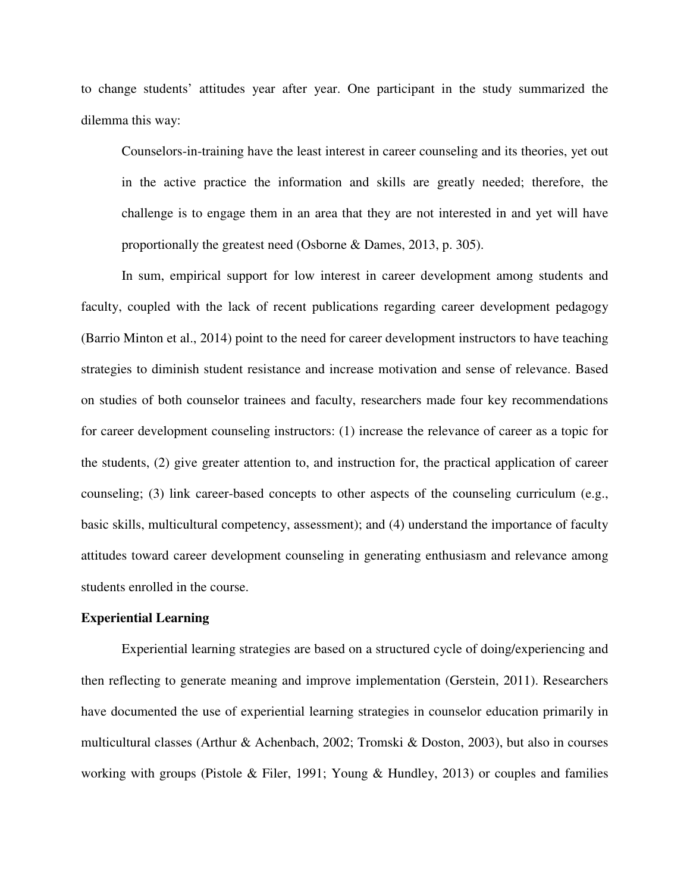to change students' attitudes year after year. One participant in the study summarized the dilemma this way:

> Counselors-in-training have the least interest in career counseling and its theories, yet out in the active practice the information and skills are greatly needed; therefore, the challenge is to engage them in an area that they are not interested in and yet will have proportionally the greatest need (Osborne & Dames, 2013, p. 305).

In sum, empirical support for low interest in career development among students and faculty, coupled with the lack of recent publications regarding career development pedagogy (Barrio Minton et al., 2014) point to the need for career development instructors to have teaching strategies to diminish student resistance and increase motivation and sense of relevance. Based on studies of both counselor trainees and faculty, researchers made four key recommendations for career development counseling instructors: (1) increase the relevance of career as a topic for the students, (2) give greater attention to, and instruction for, the practical application of career counseling; (3) link career-based concepts to other aspects of the counseling curriculum (e.g., basic skills, multicultural competency, assessment); and (4) understand the importance of faculty attitudes toward career development counseling in generating enthusiasm and relevance among students enrolled in the course.

**Experiential Learning**

Experiential learning strategies are based on a structured cycle of doing/experiencing and then reflecting to generate meaning and improve implementation (Gerstein, 2011). Researchers have documented the use of experiential learning strategies in counselor education primarily in multicultural classes (Arthur & Achenbach, 2002; Tromski & Doston, 2003), but also in courses working with groups (Pistole & Filer, 1991; Young & Hundley, 2013) or couples and families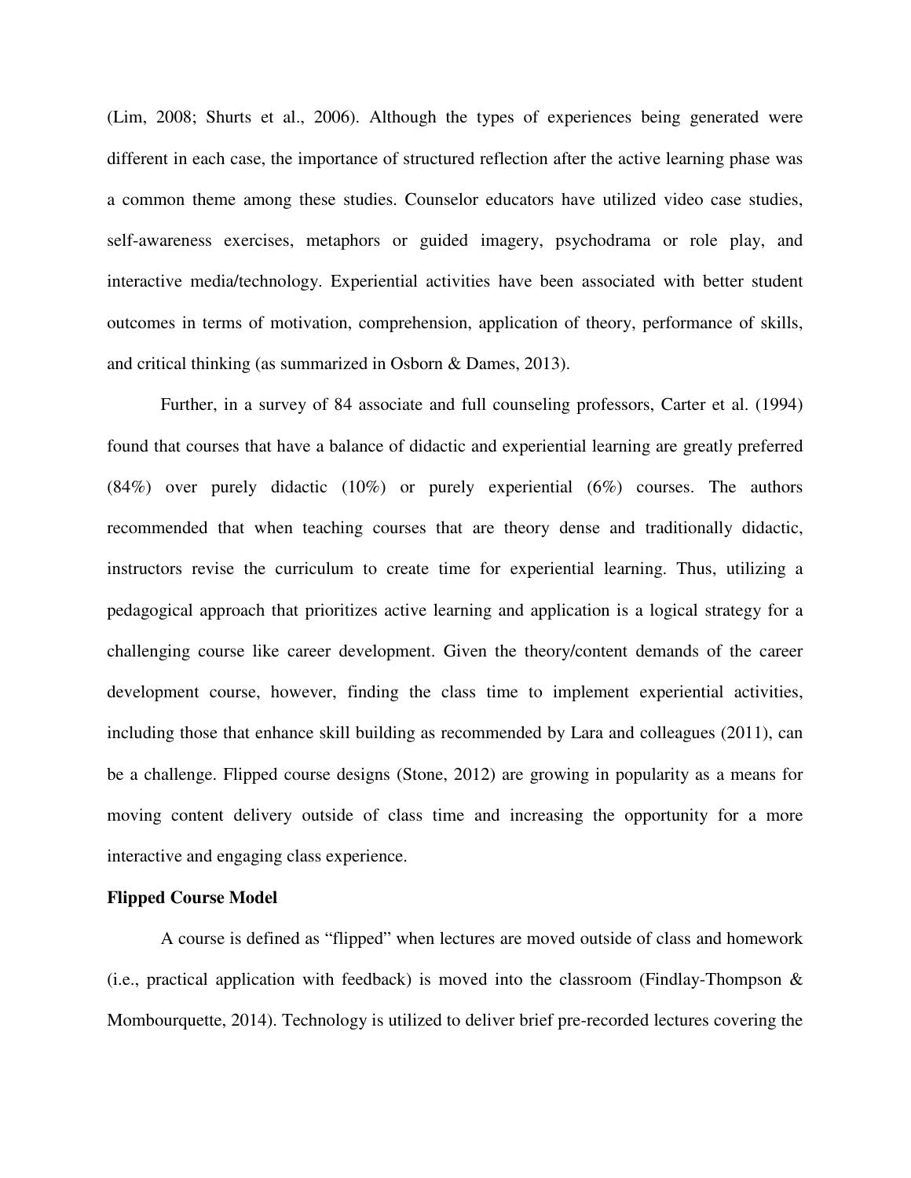(Lim, 2008; Shurts et al., 2006). Although the types of experiences being generated were different in each case, the importance of structured reflection after the active learning phase was a common theme among these studies. Counselor educators have utilized video case studies, self-awareness exercises, metaphors or guided imagery, psychodrama or role play, and interactive media/technology. Experiential activities have been associated with better student outcomes in terms of motivation, comprehension, application of theory, performance of skills, and critical thinking (as summarized in Osborn & Dames, 2013).

Further, in a survey of 84 associate and full counseling professors, Carter et al. (1994) found that courses that have a balance of didactic and experiential learning are greatly preferred (84%) over purely didactic (10%) or purely experiential (6%) courses. The authors recommended that when teaching courses that are theory dense and traditionally didactic, instructors revise the curriculum to create time for experiential learning. Thus, utilizing a pedagogical approach that prioritizes active learning and application is a logical strategy for a challenging course like career development. Given the theory/content demands of the career development course, however, finding the class time to implement experiential activities, including those that enhance skill building as recommended by Lara and colleagues (2011), can be a challenge. Flipped course designs (Stone, 2012) are growing in popularity as a means for moving content delivery outside of class time and increasing the opportunity for a more interactive and engaging class experience.

**Flipped Course Model**

A course is defined as "flipped" when lectures are moved outside of class and homework (i.e., practical application with feedback) is moved into the classroom (Findlay-Thompson & Mombourquette, 2014). Technology is utilized to deliver brief pre-recorded lectures covering the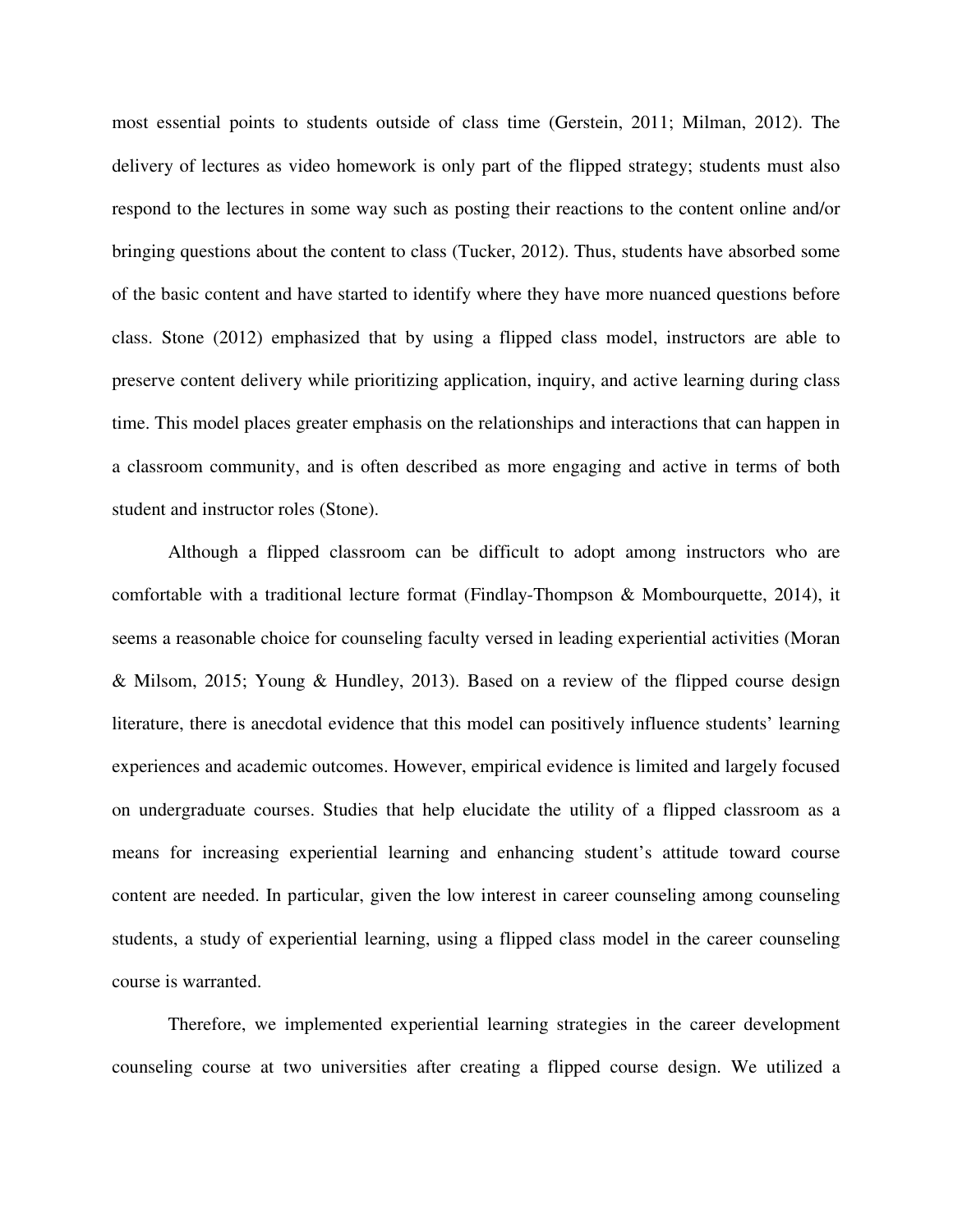most essential points to students outside of class time (Gerstein, 2011; Milman, 2012). The delivery of lectures as video homework is only part of the flipped strategy; students must also respond to the lectures in some way such as posting their reactions to the content online and/or bringing questions about the content to class (Tucker, 2012). Thus, students have absorbed some of the basic content and have started to identify where they have more nuanced questions before class. Stone (2012) emphasized that by using a flipped class model, instructors are able to preserve content delivery while prioritizing application, inquiry, and active learning during class time. This model places greater emphasis on the relationships and interactions that can happen in a classroom community, and is often described as more engaging and active in terms of both student and instructor roles (Stone).

Although a flipped classroom can be difficult to adopt among instructors who are comfortable with a traditional lecture format (Findlay-Thompson & Mombourquette, 2014), it seems a reasonable choice for counseling faculty versed in leading experiential activities (Moran & Milsom, 2015; Young & Hundley, 2013). Based on a review of the flipped course design literature, there is anecdotal evidence that this model can positively influence students' learning experiences and academic outcomes. However, empirical evidence is limited and largely focused on undergraduate courses. Studies that help elucidate the utility of a flipped classroom as a means for increasing experiential learning and enhancing student's attitude toward course content are needed. In particular, given the low interest in career counseling among counseling students, a study of experiential learning, using a flipped class model in the career counseling course is warranted.

Therefore, we implemented experiential learning strategies in the career development counseling course at two universities after creating a flipped course design. We utilized a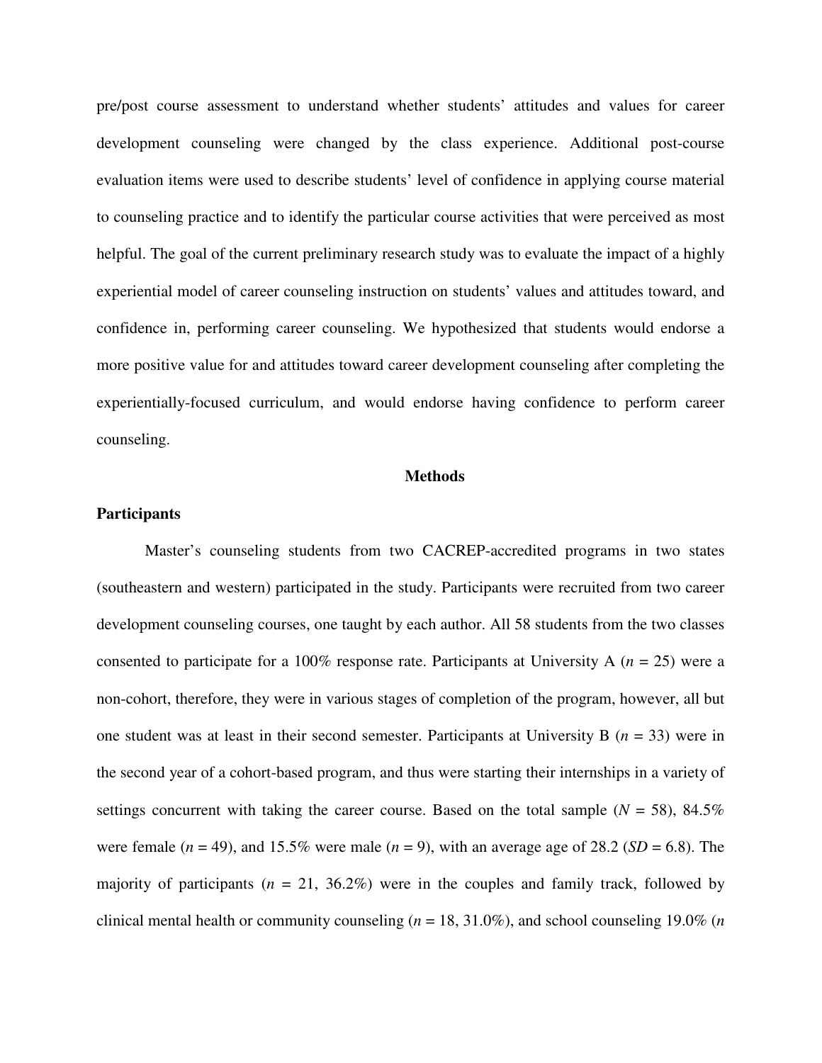pre/post course assessment to understand whether students' attitudes and values for career development counseling were changed by the class experience. Additional post-course evaluation items were used to describe students' level of confidence in applying course material to counseling practice and to identify the particular course activities that were perceived as most helpful. The goal of the current preliminary research study was to evaluate the impact of a highly experiential model of career counseling instruction on students' values and attitudes toward, and confidence in, performing career counseling. We hypothesized that students would endorse a more positive value for and attitudes toward career development counseling after completing the experientially-focused curriculum, and would endorse having confidence to perform career counseling.

## Methods

### Participants

Master's counseling students from two CACREP-accredited programs in two states (southeastern and western) participated in the study. Participants were recruited from two career development counseling courses, one taught by each author. All 58 students from the two classes consented to participate for a 100% response rate. Participants at University A ($n$ = 25) were a non-cohort, therefore, they were in various stages of completion of the program, however, all but one student was at least in their second semester. Participants at University B ($n$ = 33) were in the second year of a cohort-based program, and thus were starting their internships in a variety of settings concurrent with taking the career course. Based on the total sample ($N$ = 58), 84.5% were female ($n$ = 49), and 15.5% were male ($n$ = 9), with an average age of 28.2 ($SD$ = 6.8). The majority of participants ($n$ = 21, 36.2%) were in the couples and family track, followed by clinical mental health or community counseling ($n$ = 18, 31.0%), and school counseling 19.0% ($n$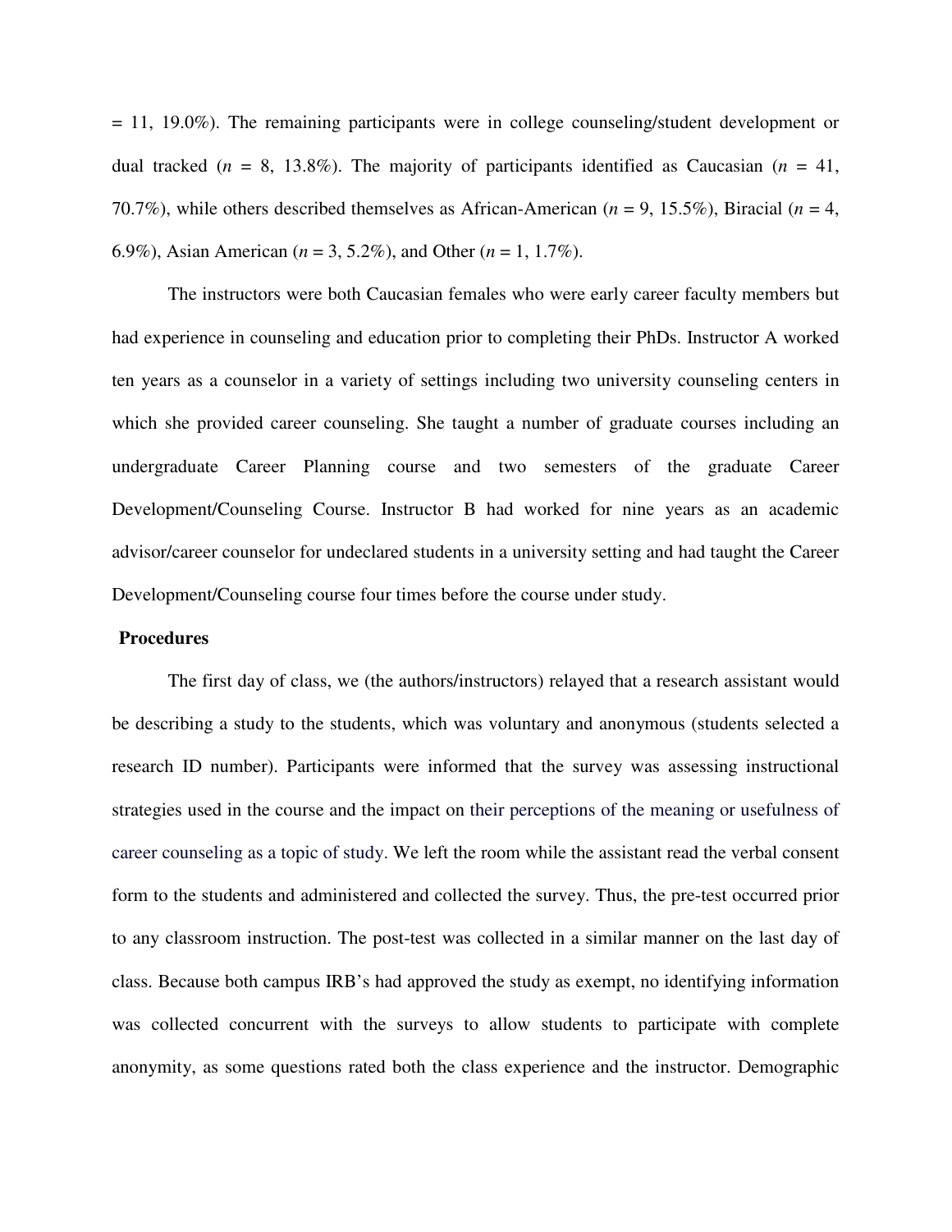= 11, 19.0%). The remaining participants were in college counseling/student development or dual tracked (*n* = 8, 13.8%). The majority of participants identified as Caucasian (*n* = 41, 70.7%), while others described themselves as African-American (*n* = 9, 15.5%), Biracial (*n* = 4, 6.9%), Asian American (*n* = 3, 5.2%), and Other (*n* = 1, 1.7%).

The instructors were both Caucasian females who were early career faculty members but had experience in counseling and education prior to completing their PhDs. Instructor A worked ten years as a counselor in a variety of settings including two university counseling centers in which she provided career counseling. She taught a number of graduate courses including an undergraduate Career Planning course and two semesters of the graduate Career Development/Counseling Course. Instructor B had worked for nine years as an academic advisor/career counselor for undeclared students in a university setting and had taught the Career Development/Counseling course four times before the course under study.

**Procedures**

The first day of class, we (the authors/instructors) relayed that a research assistant would be describing a study to the students, which was voluntary and anonymous (students selected a research ID number). Participants were informed that the survey was assessing instructional strategies used in the course and the impact on their perceptions of the meaning or usefulness of career counseling as a topic of study. We left the room while the assistant read the verbal consent form to the students and administered and collected the survey. Thus, the pre-test occurred prior to any classroom instruction. The post-test was collected in a similar manner on the last day of class. Because both campus IRB's had approved the study as exempt, no identifying information was collected concurrent with the surveys to allow students to participate with complete anonymity, as some questions rated both the class experience and the instructor. Demographic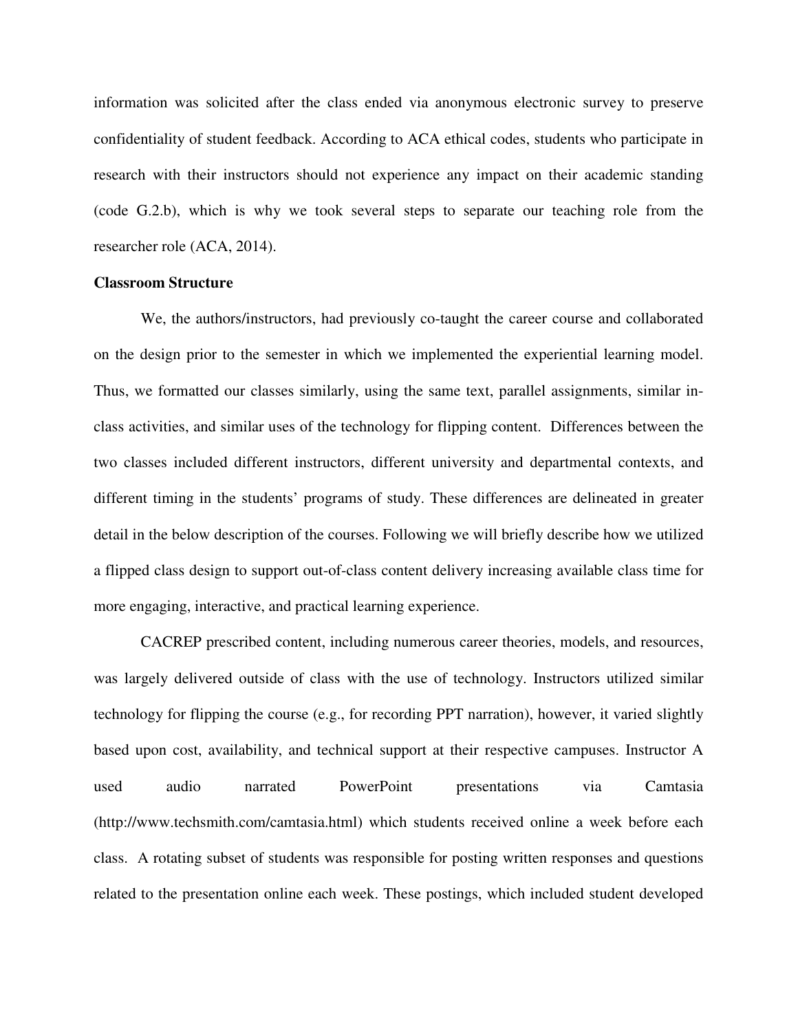information was solicited after the class ended via anonymous electronic survey to preserve confidentiality of student feedback. According to ACA ethical codes, students who participate in research with their instructors should not experience any impact on their academic standing (code G.2.b), which is why we took several steps to separate our teaching role from the researcher role (ACA, 2014).

**Classroom Structure**

We, the authors/instructors, had previously co-taught the career course and collaborated on the design prior to the semester in which we implemented the experiential learning model. Thus, we formatted our classes similarly, using the same text, parallel assignments, similar in-class activities, and similar uses of the technology for flipping content. Differences between the two classes included different instructors, different university and departmental contexts, and different timing in the students' programs of study. These differences are delineated in greater detail in the below description of the courses. Following we will briefly describe how we utilized a flipped class design to support out-of-class content delivery increasing available class time for more engaging, interactive, and practical learning experience.

CACREP prescribed content, including numerous career theories, models, and resources, was largely delivered outside of class with the use of technology. Instructors utilized similar technology for flipping the course (e.g., for recording PPT narration), however, it varied slightly based upon cost, availability, and technical support at their respective campuses. Instructor A used audio narrated PowerPoint presentations via Camtasia (http://www.techsmith.com/camtasia.html) which students received online a week before each class. A rotating subset of students was responsible for posting written responses and questions related to the presentation online each week. These postings, which included student developed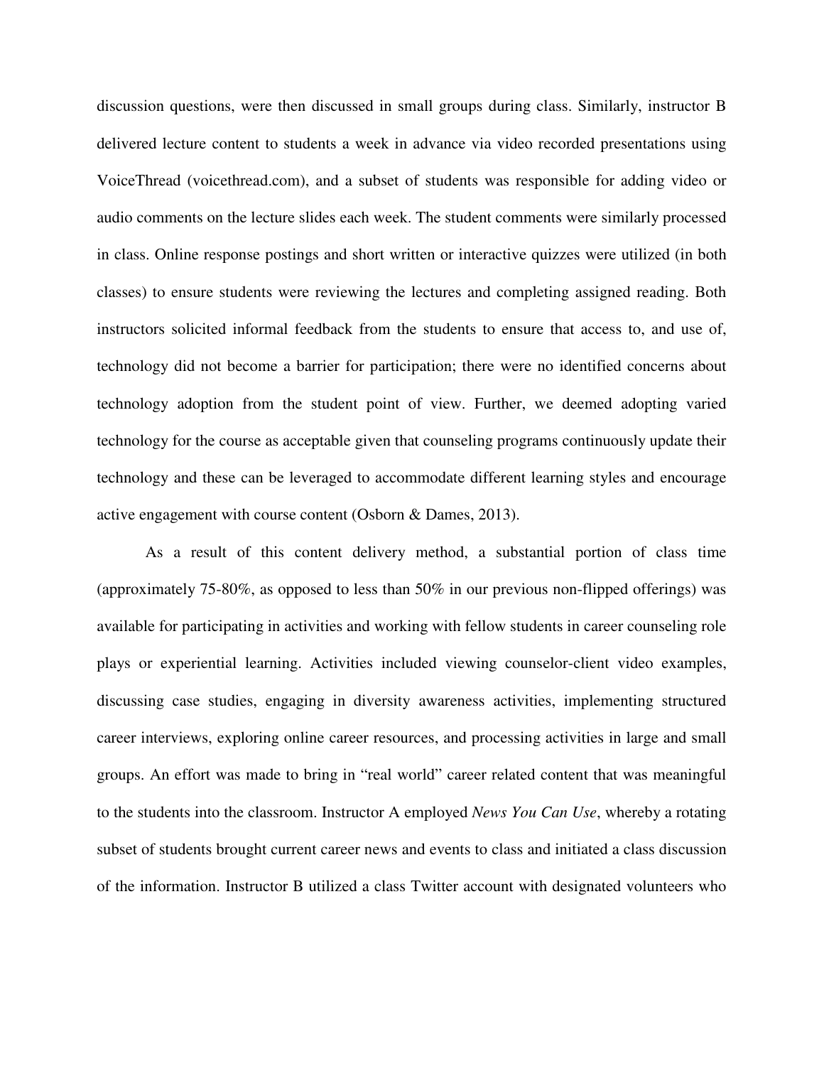discussion questions, were then discussed in small groups during class. Similarly, instructor B delivered lecture content to students a week in advance via video recorded presentations using VoiceThread (voicethread.com), and a subset of students was responsible for adding video or audio comments on the lecture slides each week. The student comments were similarly processed in class. Online response postings and short written or interactive quizzes were utilized (in both classes) to ensure students were reviewing the lectures and completing assigned reading. Both instructors solicited informal feedback from the students to ensure that access to, and use of, technology did not become a barrier for participation; there were no identified concerns about technology adoption from the student point of view. Further, we deemed adopting varied technology for the course as acceptable given that counseling programs continuously update their technology and these can be leveraged to accommodate different learning styles and encourage active engagement with course content (Osborn & Dames, 2013).

As a result of this content delivery method, a substantial portion of class time (approximately 75-80%, as opposed to less than 50% in our previous non-flipped offerings) was available for participating in activities and working with fellow students in career counseling role plays or experiential learning. Activities included viewing counselor-client video examples, discussing case studies, engaging in diversity awareness activities, implementing structured career interviews, exploring online career resources, and processing activities in large and small groups. An effort was made to bring in "real world" career related content that was meaningful to the students into the classroom. Instructor A employed *News You Can Use*, whereby a rotating subset of students brought current career news and events to class and initiated a class discussion of the information. Instructor B utilized a class Twitter account with designated volunteers who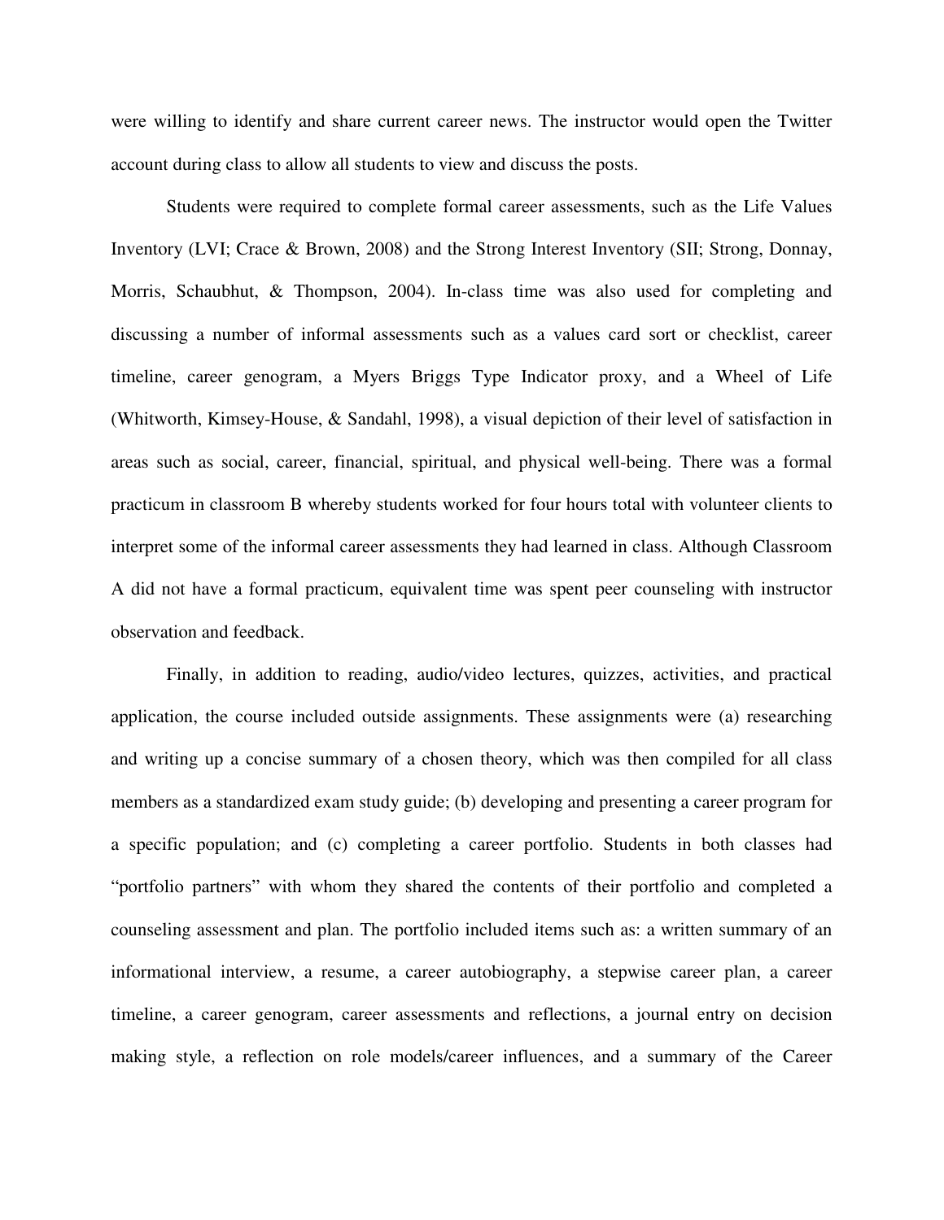were willing to identify and share current career news. The instructor would open the Twitter account during class to allow all students to view and discuss the posts.

Students were required to complete formal career assessments, such as the Life Values Inventory (LVI; Crace & Brown, 2008) and the Strong Interest Inventory (SII; Strong, Donnay, Morris, Schaubhut, & Thompson, 2004). In-class time was also used for completing and discussing a number of informal assessments such as a values card sort or checklist, career timeline, career genogram, a Myers Briggs Type Indicator proxy, and a Wheel of Life (Whitworth, Kimsey-House, & Sandahl, 1998), a visual depiction of their level of satisfaction in areas such as social, career, financial, spiritual, and physical well-being. There was a formal practicum in classroom B whereby students worked for four hours total with volunteer clients to interpret some of the informal career assessments they had learned in class. Although Classroom A did not have a formal practicum, equivalent time was spent peer counseling with instructor observation and feedback.

Finally, in addition to reading, audio/video lectures, quizzes, activities, and practical application, the course included outside assignments. These assignments were (a) researching and writing up a concise summary of a chosen theory, which was then compiled for all class members as a standardized exam study guide; (b) developing and presenting a career program for a specific population; and (c) completing a career portfolio. Students in both classes had "portfolio partners" with whom they shared the contents of their portfolio and completed a counseling assessment and plan. The portfolio included items such as: a written summary of an informational interview, a resume, a career autobiography, a stepwise career plan, a career timeline, a career genogram, career assessments and reflections, a journal entry on decision making style, a reflection on role models/career influences, and a summary of the Career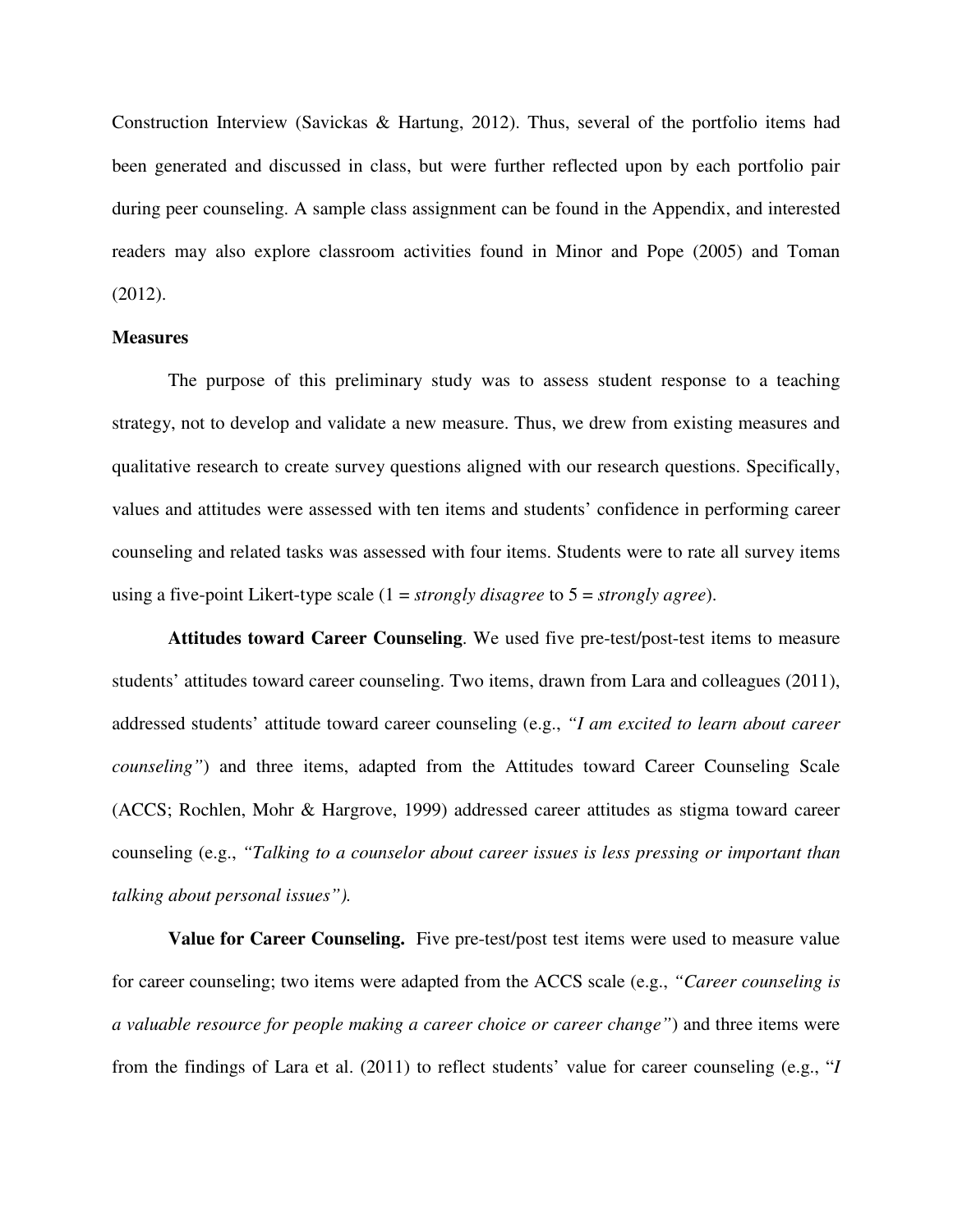Construction Interview (Savickas & Hartung, 2012). Thus, several of the portfolio items had been generated and discussed in class, but were further reflected upon by each portfolio pair during peer counseling. A sample class assignment can be found in the Appendix, and interested readers may also explore classroom activities found in Minor and Pope (2005) and Toman (2012).

**Measures**

The purpose of this preliminary study was to assess student response to a teaching strategy, not to develop and validate a new measure. Thus, we drew from existing measures and qualitative research to create survey questions aligned with our research questions. Specifically, values and attitudes were assessed with ten items and students' confidence in performing career counseling and related tasks was assessed with four items. Students were to rate all survey items using a five-point Likert-type scale (1 = *strongly disagree* to 5 = *strongly agree*).

**Attitudes toward Career Counseling**. We used five pre-test/post-test items to measure students' attitudes toward career counseling. Two items, drawn from Lara and colleagues (2011), addressed students' attitude toward career counseling (e.g., *"I am excited to learn about career counseling"*) and three items, adapted from the Attitudes toward Career Counseling Scale (ACCS; Rochlen, Mohr & Hargrove, 1999) addressed career attitudes as stigma toward career counseling (e.g., *"Talking to a counselor about career issues is less pressing or important than talking about personal issues").*

**Value for Career Counseling.** Five pre-test/post test items were used to measure value for career counseling; two items were adapted from the ACCS scale (e.g., *"Career counseling is a valuable resource for people making a career choice or career change"*) and three items were from the findings of Lara et al. (2011) to reflect students' value for career counseling (e.g., "*I*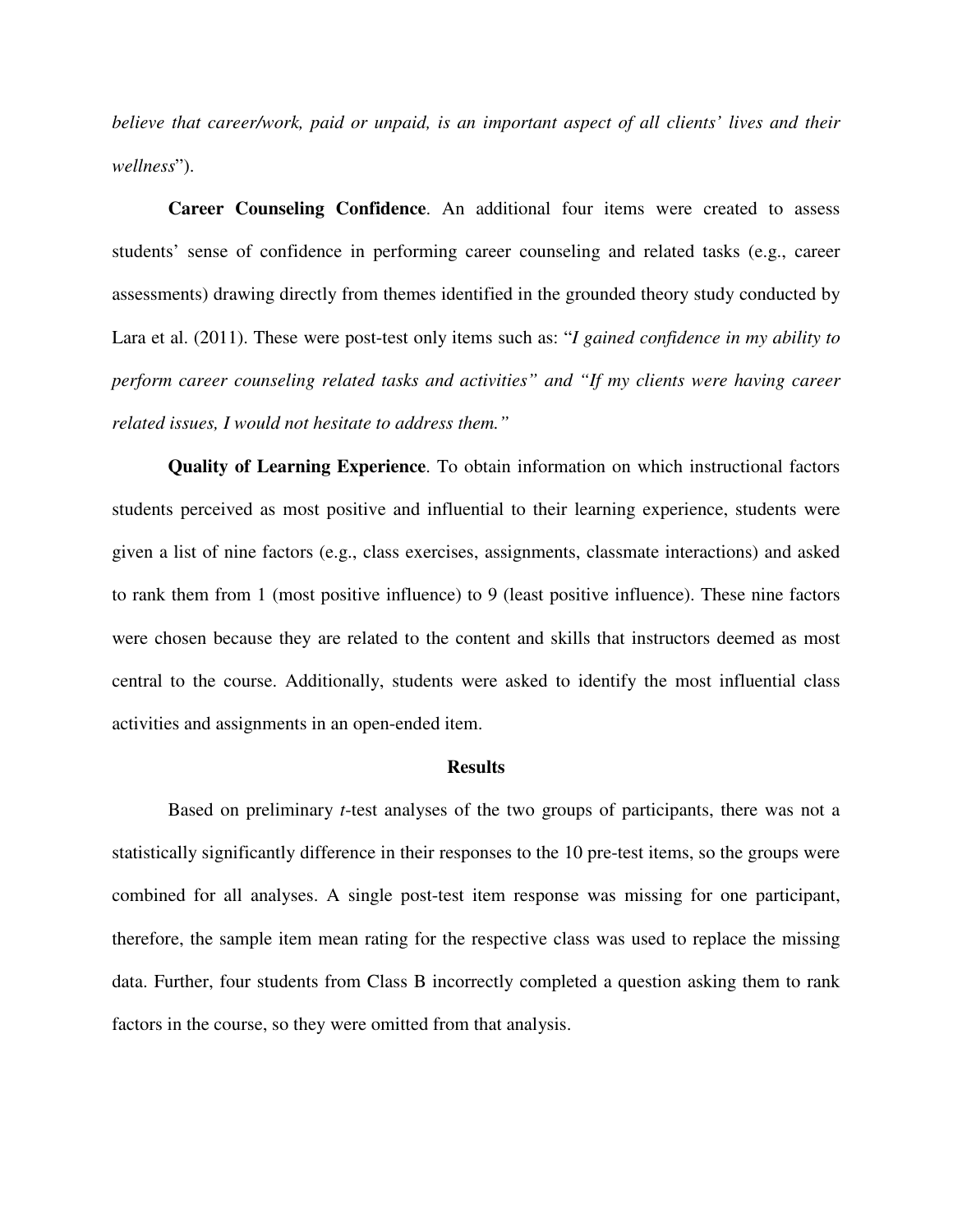*believe that career/work, paid or unpaid, is an important aspect of all clients' lives and their wellness*").

**Career Counseling Confidence**. An additional four items were created to assess students' sense of confidence in performing career counseling and related tasks (e.g., career assessments) drawing directly from themes identified in the grounded theory study conducted by Lara et al. (2011). These were post-test only items such as: "*I gained confidence in my ability to perform career counseling related tasks and activities" and "If my clients were having career related issues, I would not hesitate to address them."*

**Quality of Learning Experience**. To obtain information on which instructional factors students perceived as most positive and influential to their learning experience, students were given a list of nine factors (e.g., class exercises, assignments, classmate interactions) and asked to rank them from 1 (most positive influence) to 9 (least positive influence). These nine factors were chosen because they are related to the content and skills that instructors deemed as most central to the course. Additionally, students were asked to identify the most influential class activities and assignments in an open-ended item.

## Results

Based on preliminary *t*-test analyses of the two groups of participants, there was not a statistically significantly difference in their responses to the 10 pre-test items, so the groups were combined for all analyses. A single post-test item response was missing for one participant, therefore, the sample item mean rating for the respective class was used to replace the missing data. Further, four students from Class B incorrectly completed a question asking them to rank factors in the course, so they were omitted from that analysis.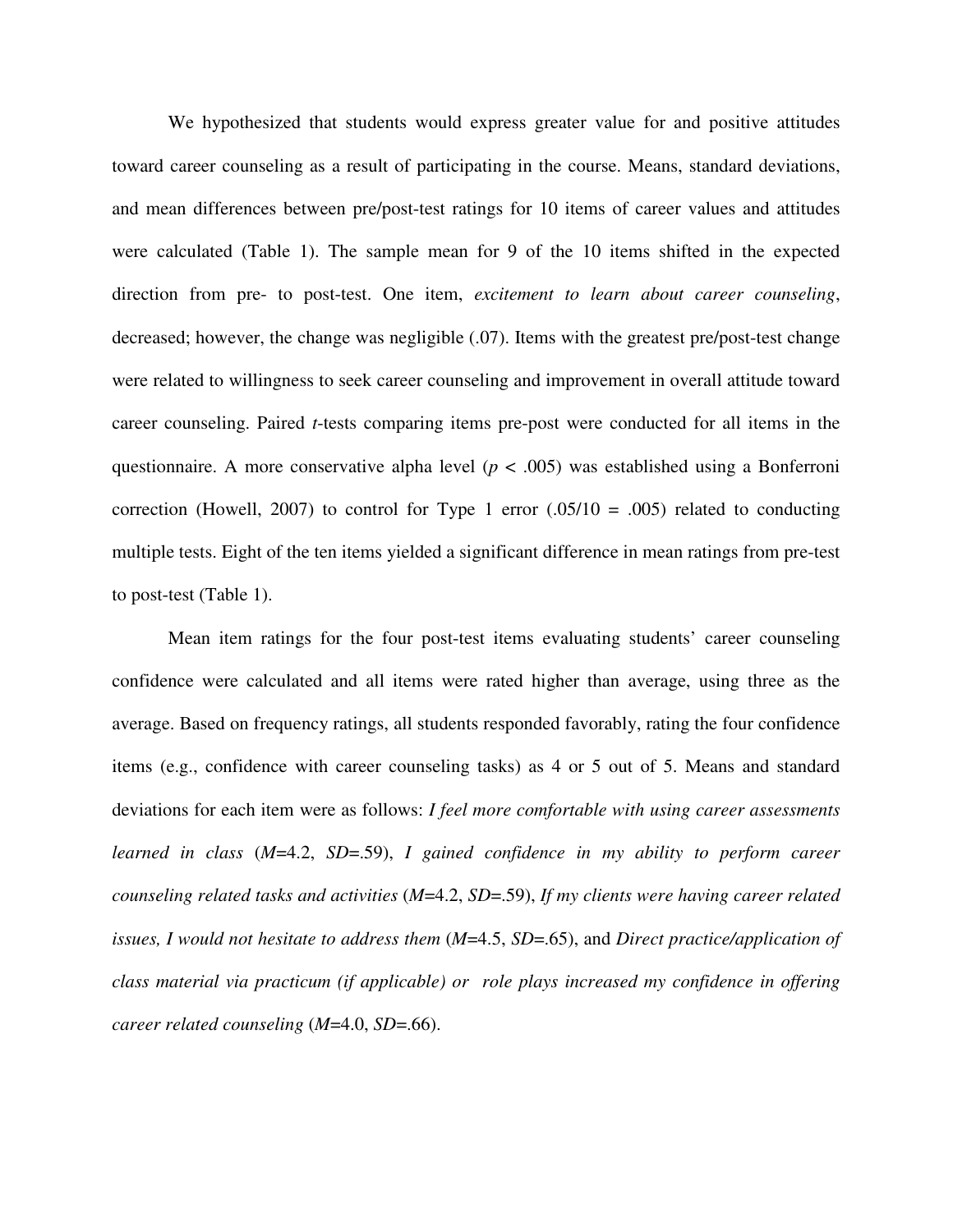We hypothesized that students would express greater value for and positive attitudes toward career counseling as a result of participating in the course. Means, standard deviations, and mean differences between pre/post-test ratings for 10 items of career values and attitudes were calculated (Table 1). The sample mean for 9 of the 10 items shifted in the expected direction from pre- to post-test. One item, *excitement to learn about career counseling*, decreased; however, the change was negligible (.07). Items with the greatest pre/post-test change were related to willingness to seek career counseling and improvement in overall attitude toward career counseling. Paired *t*-tests comparing items pre-post were conducted for all items in the questionnaire. A more conservative alpha level ($p < .005$) was established using a Bonferroni correction (Howell, 2007) to control for Type 1 error (.05/10 = .005) related to conducting multiple tests. Eight of the ten items yielded a significant difference in mean ratings from pre-test to post-test (Table 1).

Mean item ratings for the four post-test items evaluating students' career counseling confidence were calculated and all items were rated higher than average, using three as the average. Based on frequency ratings, all students responded favorably, rating the four confidence items (e.g., confidence with career counseling tasks) as 4 or 5 out of 5. Means and standard deviations for each item were as follows: *I feel more comfortable with using career assessments learned in class* (*M*=4.2, *SD*=.59), *I gained confidence in my ability to perform career counseling related tasks and activities* (*M*=4.2, *SD*=.59), *If my clients were having career related issues, I would not hesitate to address them* (*M*=4.5, *SD*=.65), and *Direct practice/application of class material via practicum (if applicable) or role plays increased my confidence in offering career related counseling* (*M*=4.0, *SD*=.66).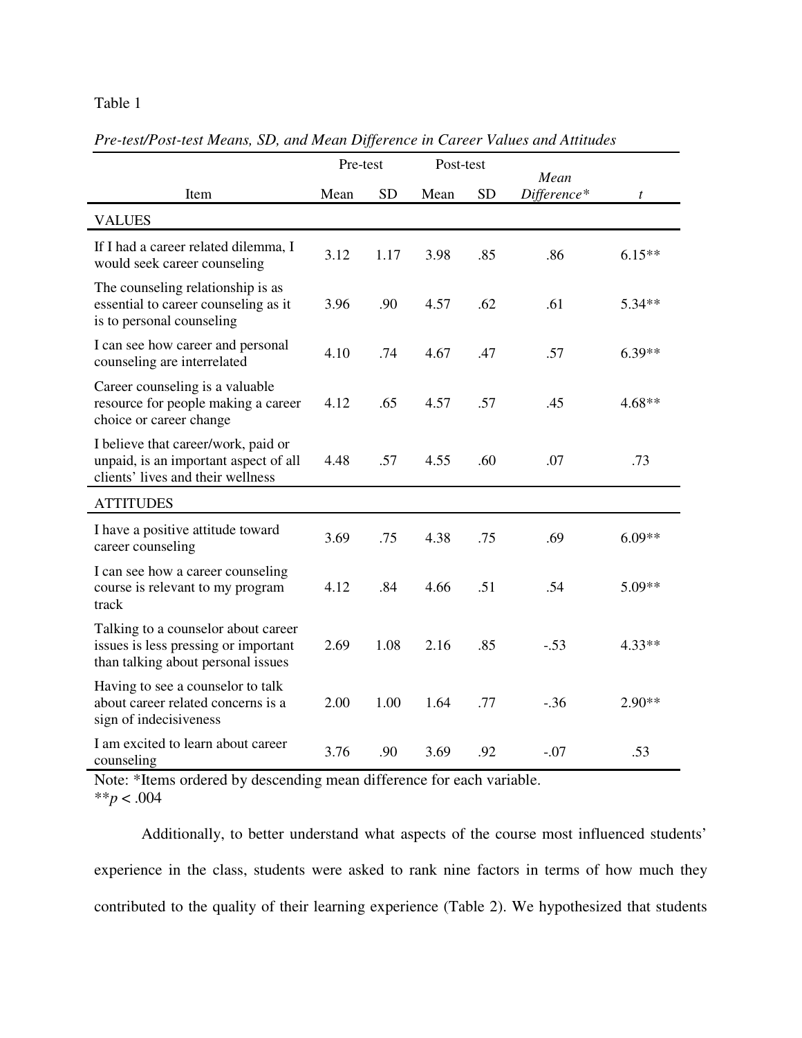Table 1

*Pre-test/Post-test Means, SD, and Mean Difference in Career Values and Attitudes*

| | Pre-test | | Post-test | | | |
|---|---|---|---|---|---|---|
| Item | Mean | SD | Mean | SD | *Mean Difference** | *t* |
| VALUES | | | | | | |
| If I had a career related dilemma, I would seek career counseling | 3.12 | 1.17 | 3.98 | .85 | .86 | 6.15** |
| The counseling relationship is as essential to career counseling as it is to personal counseling | 3.96 | .90 | 4.57 | .62 | .61 | 5.34** |
| I can see how career and personal counseling are interrelated | 4.10 | .74 | 4.67 | .47 | .57 | 6.39** |
| Career counseling is a valuable resource for people making a career choice or career change | 4.12 | .65 | 4.57 | .57 | .45 | 4.68** |
| I believe that career/work, paid or unpaid, is an important aspect of all clients' lives and their wellness | 4.48 | .57 | 4.55 | .60 | .07 | .73 |
| ATTITUDES | | | | | | |
| I have a positive attitude toward career counseling | 3.69 | .75 | 4.38 | .75 | .69 | 6.09** |
| I can see how a career counseling course is relevant to my program track | 4.12 | .84 | 4.66 | .51 | .54 | 5.09** |
| Talking to a counselor about career issues is less pressing or important than talking about personal issues | 2.69 | 1.08 | 2.16 | .85 | -.53 | 4.33** |
| Having to see a counselor to talk about career related concerns is a sign of indecisiveness | 2.00 | 1.00 | 1.64 | .77 | -.36 | 2.90** |
| I am excited to learn about career counseling | 3.76 | .90 | 3.69 | .92 | -.07 | .53 |

Note: *Items ordered by descending mean difference for each variable.
**$p < .004$

Additionally, to better understand what aspects of the course most influenced students' experience in the class, students were asked to rank nine factors in terms of how much they contributed to the quality of their learning experience (Table 2). We hypothesized that students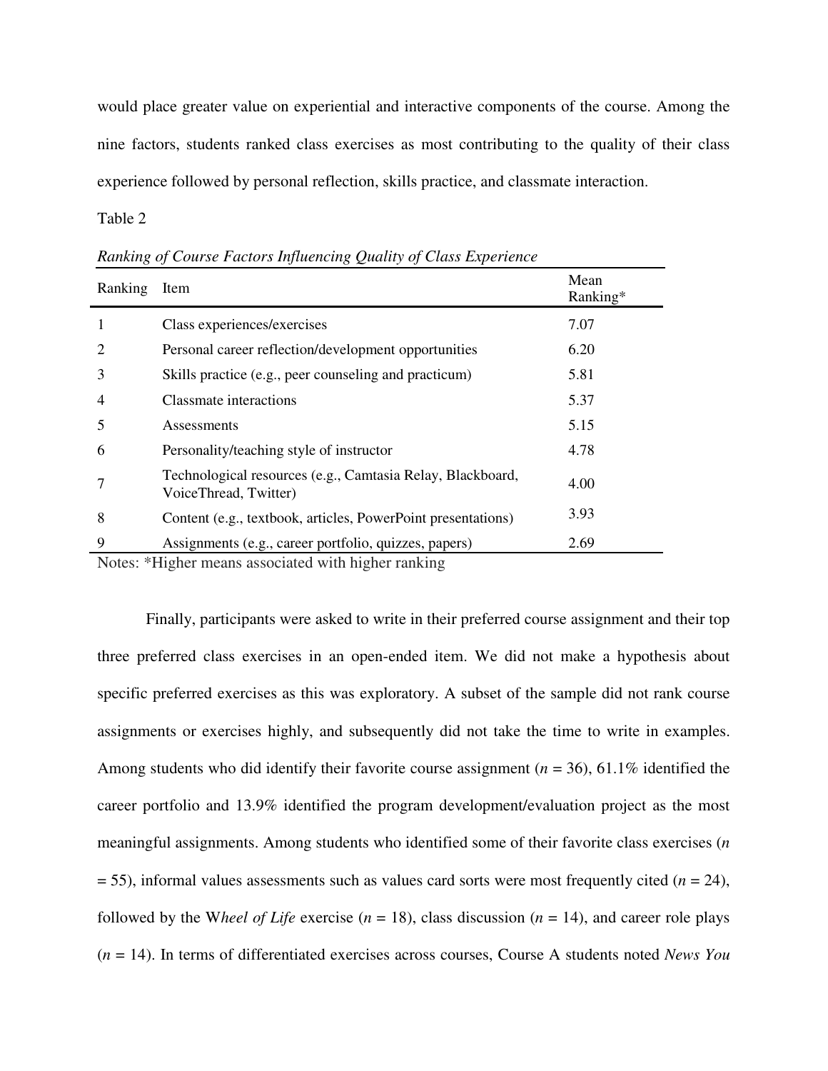would place greater value on experiential and interactive components of the course. Among the nine factors, students ranked class exercises as most contributing to the quality of their class experience followed by personal reflection, skills practice, and classmate interaction.

Table 2

*Ranking of Course Factors Influencing Quality of Class Experience*

| Ranking | Item | Mean Ranking* |
|---|---|---|
| 1 | Class experiences/exercises | 7.07 |
| 2 | Personal career reflection/development opportunities | 6.20 |
| 3 | Skills practice (e.g., peer counseling and practicum) | 5.81 |
| 4 | Classmate interactions | 5.37 |
| 5 | Assessments | 5.15 |
| 6 | Personality/teaching style of instructor | 4.78 |
| 7 | Technological resources (e.g., Camtasia Relay, Blackboard, VoiceThread, Twitter) | 4.00 |
| 8 | Content (e.g., textbook, articles, PowerPoint presentations) | 3.93 |
| 9 | Assignments (e.g., career portfolio, quizzes, papers) | 2.69 |

Notes: *Higher means associated with higher ranking

Finally, participants were asked to write in their preferred course assignment and their top three preferred class exercises in an open-ended item. We did not make a hypothesis about specific preferred exercises as this was exploratory. A subset of the sample did not rank course assignments or exercises highly, and subsequently did not take the time to write in examples. Among students who did identify their favorite course assignment ($n$ = 36), 61.1% identified the career portfolio and 13.9% identified the program development/evaluation project as the most meaningful assignments. Among students who identified some of their favorite class exercises ($n$ = 55), informal values assessments such as values card sorts were most frequently cited ($n$ = 24), followed by the W*heel of Life* exercise ($n$ = 18), class discussion ($n$ = 14), and career role plays ($n$ = 14). In terms of differentiated exercises across courses, Course A students noted *News You*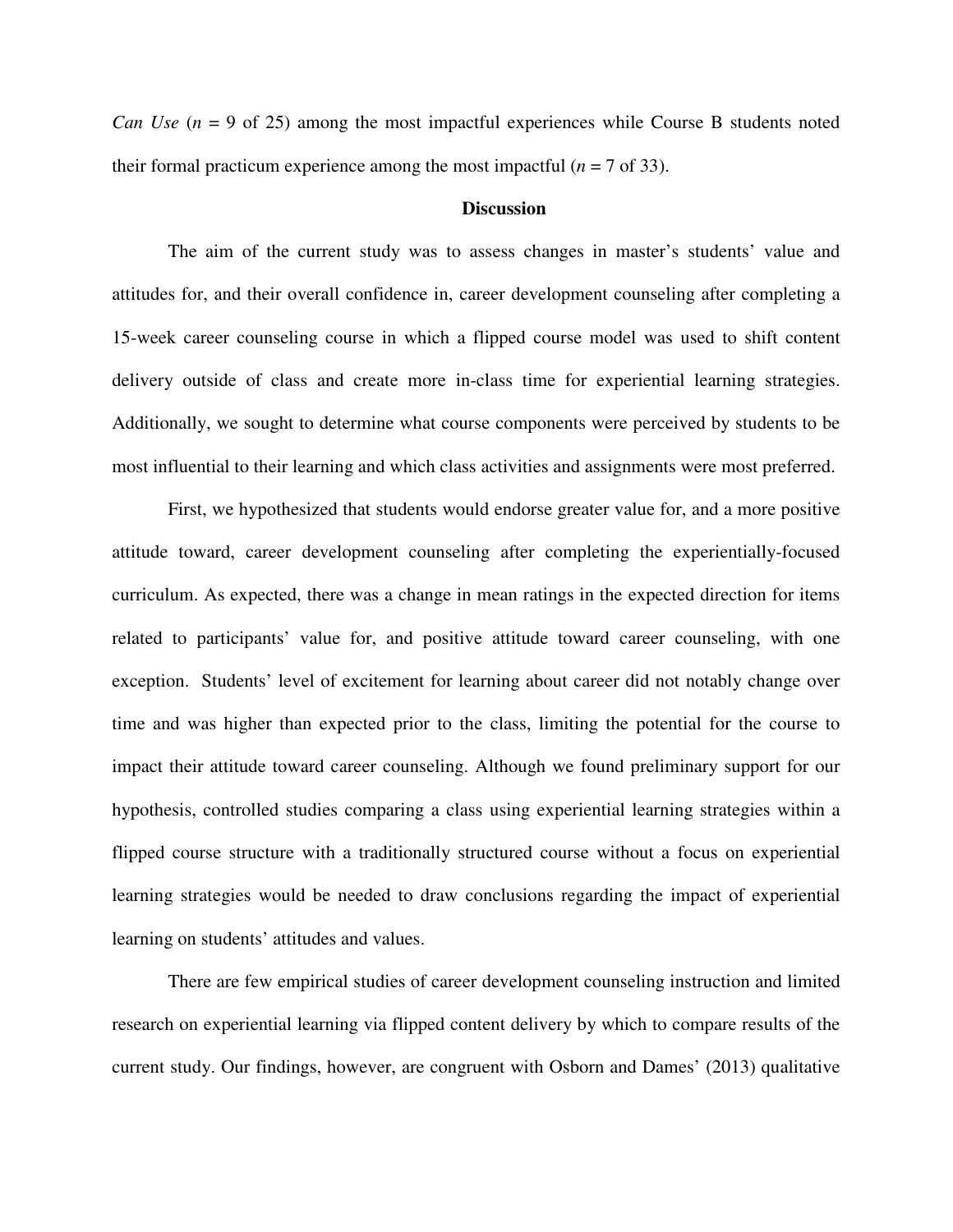*Can Use* ($n$ = 9 of 25) among the most impactful experiences while Course B students noted their formal practicum experience among the most impactful ($n$ = 7 of 33).

## Discussion

The aim of the current study was to assess changes in master's students' value and attitudes for, and their overall confidence in, career development counseling after completing a 15-week career counseling course in which a flipped course model was used to shift content delivery outside of class and create more in-class time for experiential learning strategies. Additionally, we sought to determine what course components were perceived by students to be most influential to their learning and which class activities and assignments were most preferred.

First, we hypothesized that students would endorse greater value for, and a more positive attitude toward, career development counseling after completing the experientially-focused curriculum. As expected, there was a change in mean ratings in the expected direction for items related to participants' value for, and positive attitude toward career counseling, with one exception. Students' level of excitement for learning about career did not notably change over time and was higher than expected prior to the class, limiting the potential for the course to impact their attitude toward career counseling. Although we found preliminary support for our hypothesis, controlled studies comparing a class using experiential learning strategies within a flipped course structure with a traditionally structured course without a focus on experiential learning strategies would be needed to draw conclusions regarding the impact of experiential learning on students' attitudes and values.

There are few empirical studies of career development counseling instruction and limited research on experiential learning via flipped content delivery by which to compare results of the current study. Our findings, however, are congruent with Osborn and Dames' (2013) qualitative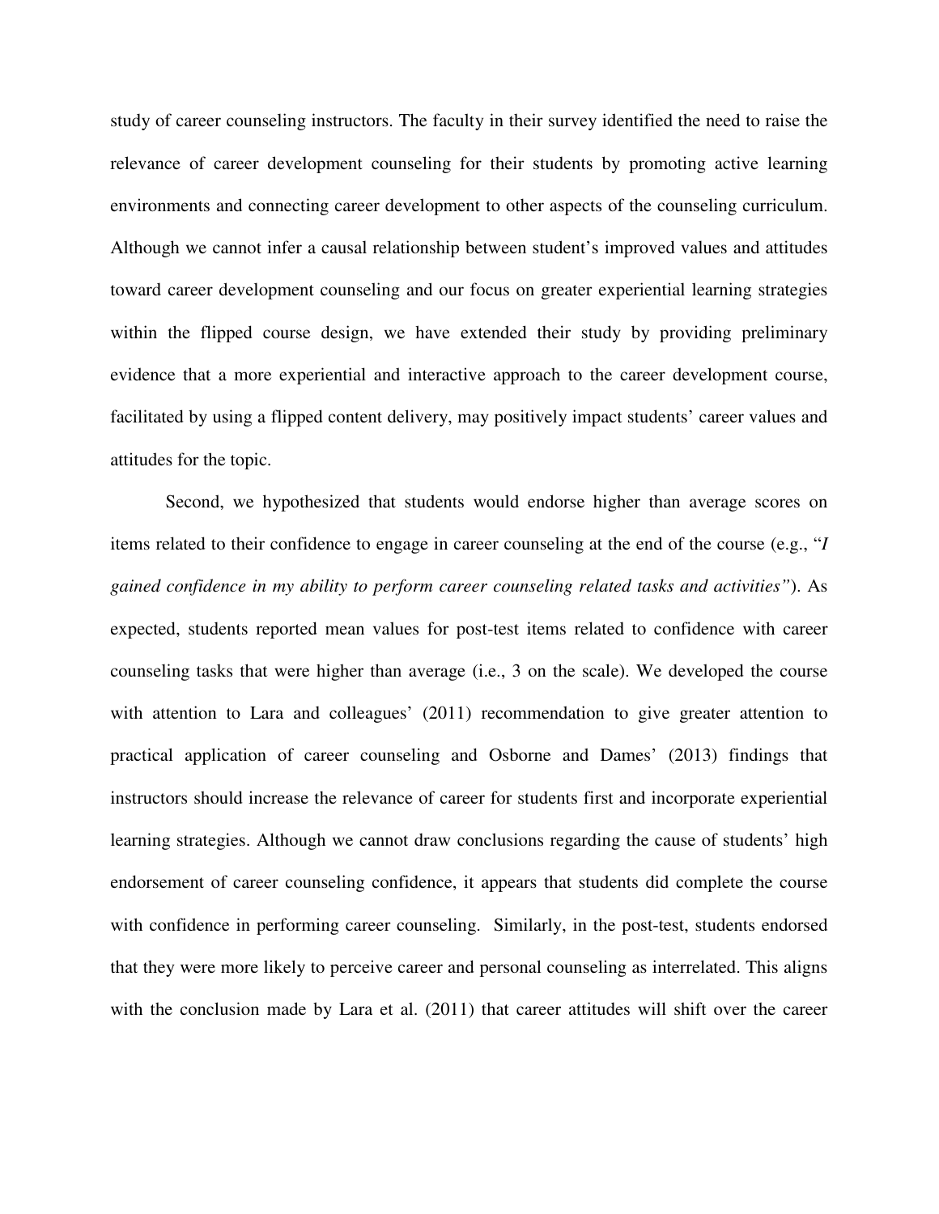study of career counseling instructors. The faculty in their survey identified the need to raise the relevance of career development counseling for their students by promoting active learning environments and connecting career development to other aspects of the counseling curriculum. Although we cannot infer a causal relationship between student's improved values and attitudes toward career development counseling and our focus on greater experiential learning strategies within the flipped course design, we have extended their study by providing preliminary evidence that a more experiential and interactive approach to the career development course, facilitated by using a flipped content delivery, may positively impact students' career values and attitudes for the topic.

Second, we hypothesized that students would endorse higher than average scores on items related to their confidence to engage in career counseling at the end of the course (e.g., "*I gained confidence in my ability to perform career counseling related tasks and activities"*). As expected, students reported mean values for post-test items related to confidence with career counseling tasks that were higher than average (i.e., 3 on the scale). We developed the course with attention to Lara and colleagues' (2011) recommendation to give greater attention to practical application of career counseling and Osborne and Dames' (2013) findings that instructors should increase the relevance of career for students first and incorporate experiential learning strategies. Although we cannot draw conclusions regarding the cause of students' high endorsement of career counseling confidence, it appears that students did complete the course with confidence in performing career counseling. Similarly, in the post-test, students endorsed that they were more likely to perceive career and personal counseling as interrelated. This aligns with the conclusion made by Lara et al. (2011) that career attitudes will shift over the career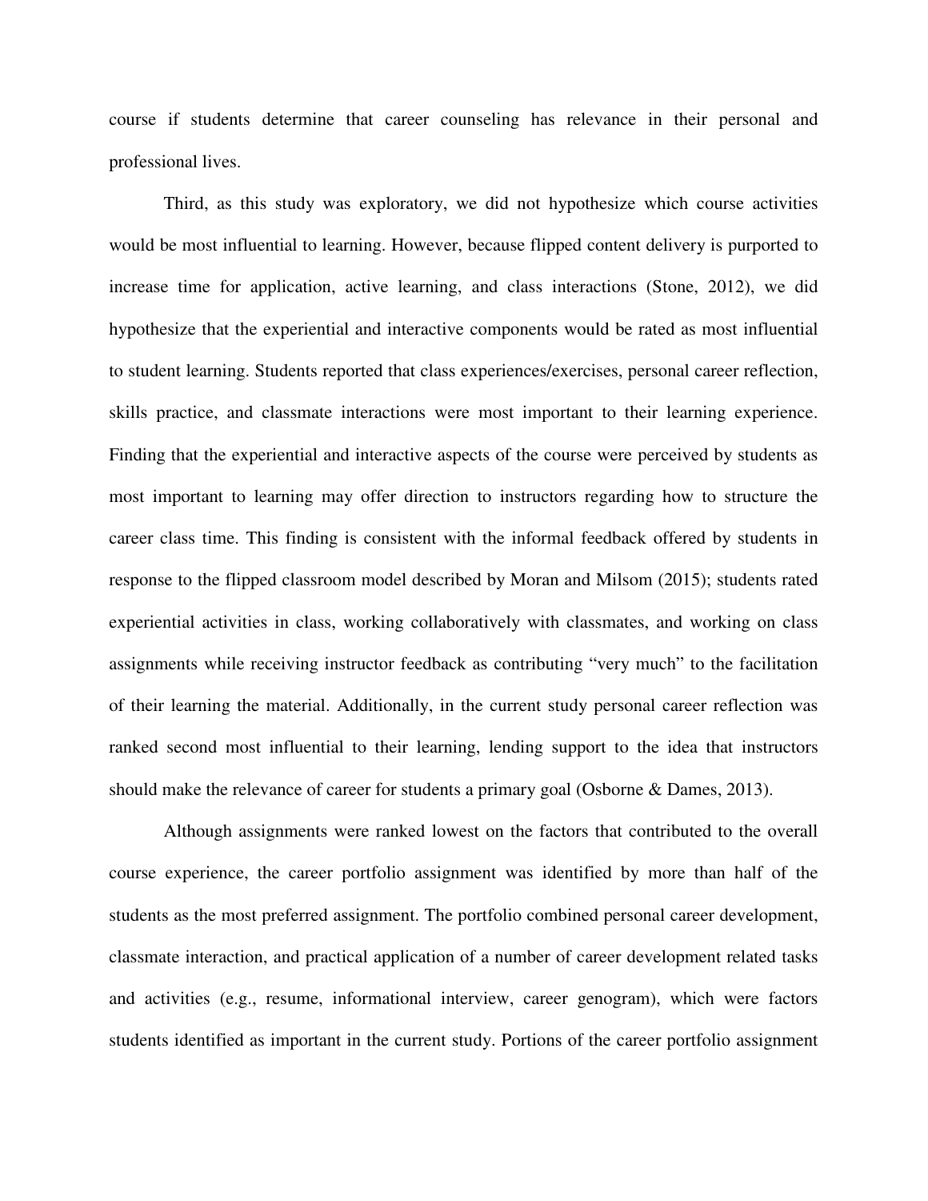course if students determine that career counseling has relevance in their personal and professional lives.

Third, as this study was exploratory, we did not hypothesize which course activities would be most influential to learning. However, because flipped content delivery is purported to increase time for application, active learning, and class interactions (Stone, 2012), we did hypothesize that the experiential and interactive components would be rated as most influential to student learning. Students reported that class experiences/exercises, personal career reflection, skills practice, and classmate interactions were most important to their learning experience. Finding that the experiential and interactive aspects of the course were perceived by students as most important to learning may offer direction to instructors regarding how to structure the career class time. This finding is consistent with the informal feedback offered by students in response to the flipped classroom model described by Moran and Milsom (2015); students rated experiential activities in class, working collaboratively with classmates, and working on class assignments while receiving instructor feedback as contributing "very much" to the facilitation of their learning the material. Additionally, in the current study personal career reflection was ranked second most influential to their learning, lending support to the idea that instructors should make the relevance of career for students a primary goal (Osborne & Dames, 2013).

Although assignments were ranked lowest on the factors that contributed to the overall course experience, the career portfolio assignment was identified by more than half of the students as the most preferred assignment. The portfolio combined personal career development, classmate interaction, and practical application of a number of career development related tasks and activities (e.g., resume, informational interview, career genogram), which were factors students identified as important in the current study. Portions of the career portfolio assignment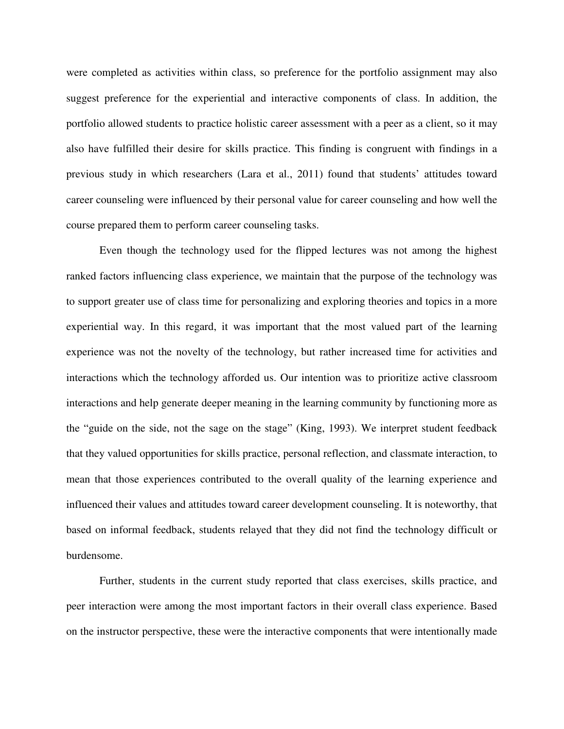were completed as activities within class, so preference for the portfolio assignment may also suggest preference for the experiential and interactive components of class. In addition, the portfolio allowed students to practice holistic career assessment with a peer as a client, so it may also have fulfilled their desire for skills practice. This finding is congruent with findings in a previous study in which researchers (Lara et al., 2011) found that students' attitudes toward career counseling were influenced by their personal value for career counseling and how well the course prepared them to perform career counseling tasks.

Even though the technology used for the flipped lectures was not among the highest ranked factors influencing class experience, we maintain that the purpose of the technology was to support greater use of class time for personalizing and exploring theories and topics in a more experiential way. In this regard, it was important that the most valued part of the learning experience was not the novelty of the technology, but rather increased time for activities and interactions which the technology afforded us. Our intention was to prioritize active classroom interactions and help generate deeper meaning in the learning community by functioning more as the "guide on the side, not the sage on the stage" (King, 1993). We interpret student feedback that they valued opportunities for skills practice, personal reflection, and classmate interaction, to mean that those experiences contributed to the overall quality of the learning experience and influenced their values and attitudes toward career development counseling. It is noteworthy, that based on informal feedback, students relayed that they did not find the technology difficult or burdensome.

Further, students in the current study reported that class exercises, skills practice, and peer interaction were among the most important factors in their overall class experience. Based on the instructor perspective, these were the interactive components that were intentionally made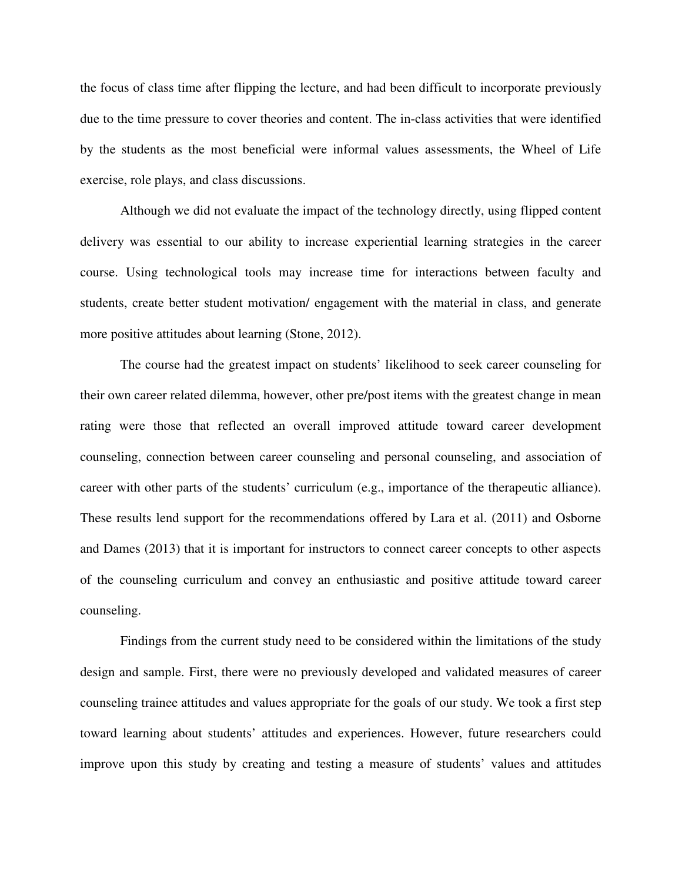the focus of class time after flipping the lecture, and had been difficult to incorporate previously due to the time pressure to cover theories and content. The in-class activities that were identified by the students as the most beneficial were informal values assessments, the Wheel of Life exercise, role plays, and class discussions.

Although we did not evaluate the impact of the technology directly, using flipped content delivery was essential to our ability to increase experiential learning strategies in the career course. Using technological tools may increase time for interactions between faculty and students, create better student motivation/ engagement with the material in class, and generate more positive attitudes about learning (Stone, 2012).

The course had the greatest impact on students' likelihood to seek career counseling for their own career related dilemma, however, other pre/post items with the greatest change in mean rating were those that reflected an overall improved attitude toward career development counseling, connection between career counseling and personal counseling, and association of career with other parts of the students' curriculum (e.g., importance of the therapeutic alliance). These results lend support for the recommendations offered by Lara et al. (2011) and Osborne and Dames (2013) that it is important for instructors to connect career concepts to other aspects of the counseling curriculum and convey an enthusiastic and positive attitude toward career counseling.

Findings from the current study need to be considered within the limitations of the study design and sample. First, there were no previously developed and validated measures of career counseling trainee attitudes and values appropriate for the goals of our study. We took a first step toward learning about students' attitudes and experiences. However, future researchers could improve upon this study by creating and testing a measure of students' values and attitudes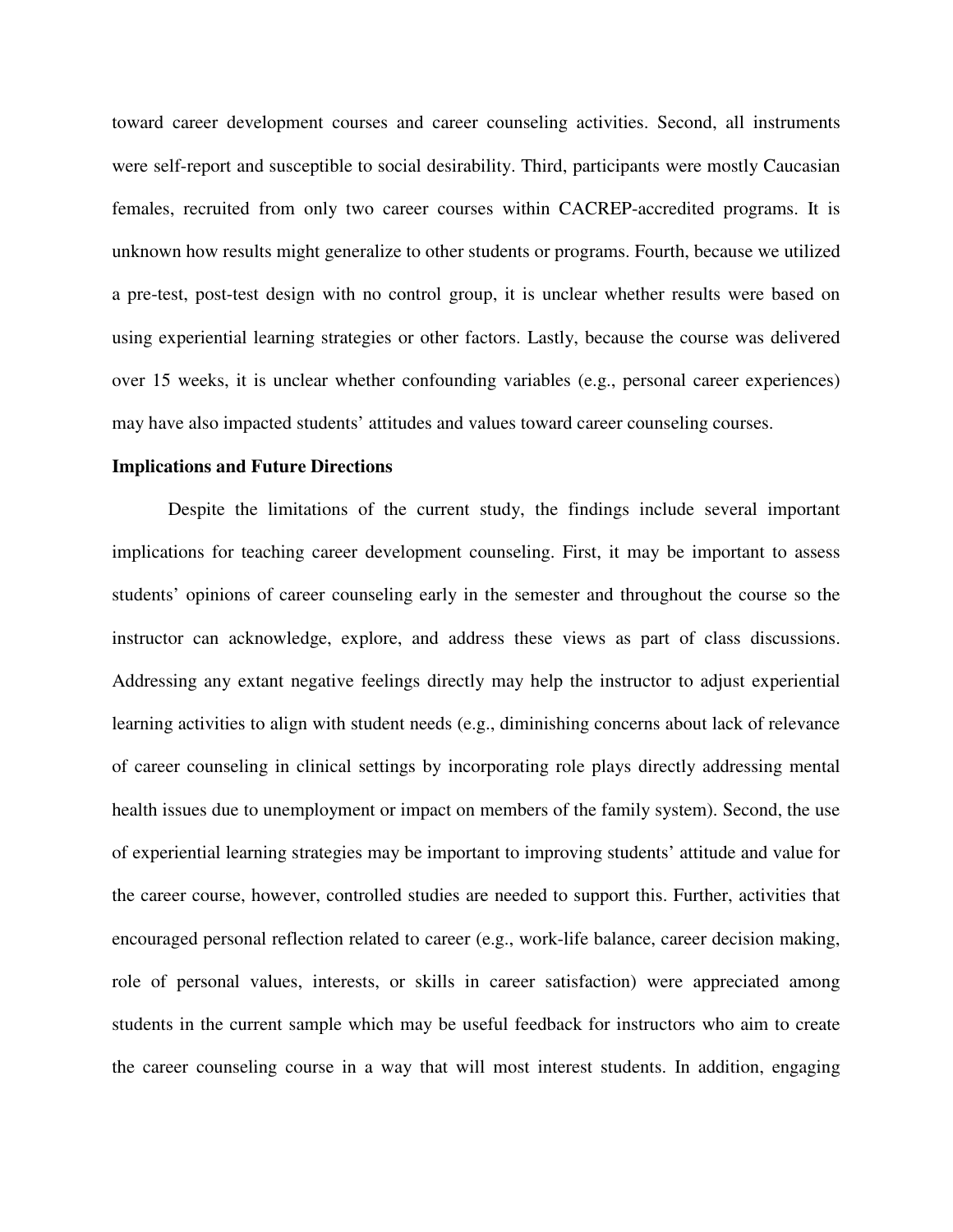toward career development courses and career counseling activities. Second, all instruments were self-report and susceptible to social desirability. Third, participants were mostly Caucasian females, recruited from only two career courses within CACREP-accredited programs. It is unknown how results might generalize to other students or programs. Fourth, because we utilized a pre-test, post-test design with no control group, it is unclear whether results were based on using experiential learning strategies or other factors. Lastly, because the course was delivered over 15 weeks, it is unclear whether confounding variables (e.g., personal career experiences) may have also impacted students' attitudes and values toward career counseling courses.

**Implications and Future Directions**

Despite the limitations of the current study, the findings include several important implications for teaching career development counseling. First, it may be important to assess students' opinions of career counseling early in the semester and throughout the course so the instructor can acknowledge, explore, and address these views as part of class discussions. Addressing any extant negative feelings directly may help the instructor to adjust experiential learning activities to align with student needs (e.g., diminishing concerns about lack of relevance of career counseling in clinical settings by incorporating role plays directly addressing mental health issues due to unemployment or impact on members of the family system). Second, the use of experiential learning strategies may be important to improving students' attitude and value for the career course, however, controlled studies are needed to support this. Further, activities that encouraged personal reflection related to career (e.g., work-life balance, career decision making, role of personal values, interests, or skills in career satisfaction) were appreciated among students in the current sample which may be useful feedback for instructors who aim to create the career counseling course in a way that will most interest students. In addition, engaging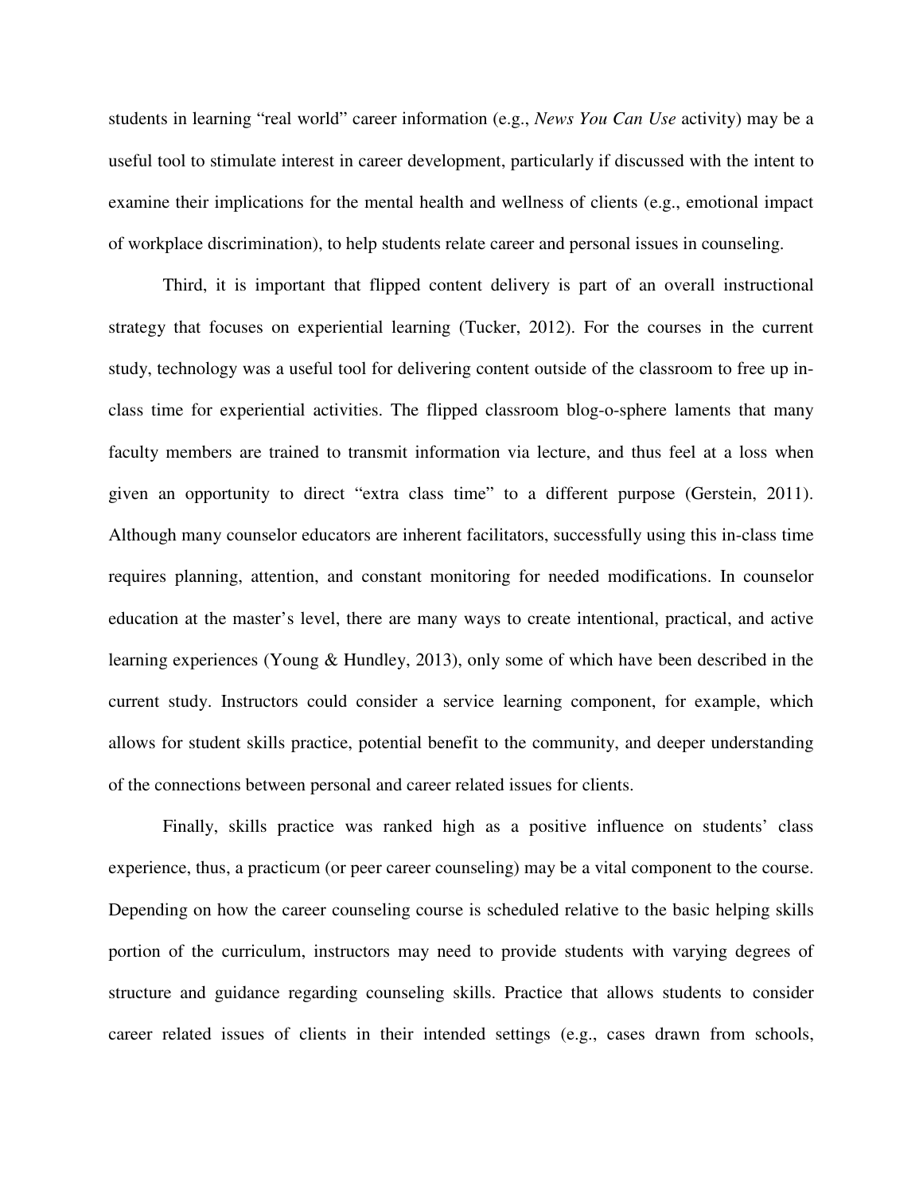students in learning "real world" career information (e.g., *News You Can Use* activity) may be a useful tool to stimulate interest in career development, particularly if discussed with the intent to examine their implications for the mental health and wellness of clients (e.g., emotional impact of workplace discrimination), to help students relate career and personal issues in counseling.

Third, it is important that flipped content delivery is part of an overall instructional strategy that focuses on experiential learning (Tucker, 2012). For the courses in the current study, technology was a useful tool for delivering content outside of the classroom to free up in-class time for experiential activities. The flipped classroom blog-o-sphere laments that many faculty members are trained to transmit information via lecture, and thus feel at a loss when given an opportunity to direct "extra class time" to a different purpose (Gerstein, 2011). Although many counselor educators are inherent facilitators, successfully using this in-class time requires planning, attention, and constant monitoring for needed modifications. In counselor education at the master's level, there are many ways to create intentional, practical, and active learning experiences (Young & Hundley, 2013), only some of which have been described in the current study. Instructors could consider a service learning component, for example, which allows for student skills practice, potential benefit to the community, and deeper understanding of the connections between personal and career related issues for clients.

Finally, skills practice was ranked high as a positive influence on students' class experience, thus, a practicum (or peer career counseling) may be a vital component to the course. Depending on how the career counseling course is scheduled relative to the basic helping skills portion of the curriculum, instructors may need to provide students with varying degrees of structure and guidance regarding counseling skills. Practice that allows students to consider career related issues of clients in their intended settings (e.g., cases drawn from schools,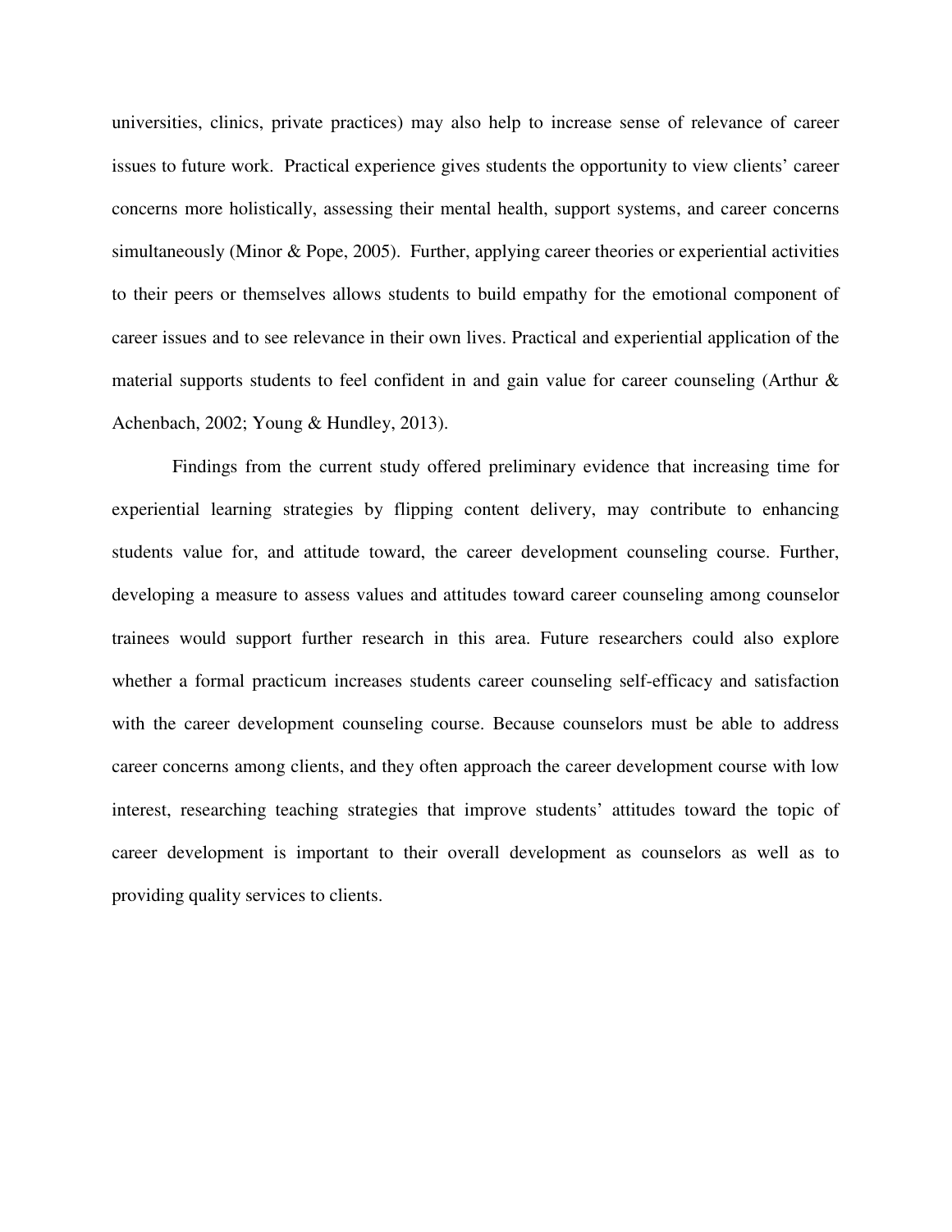universities, clinics, private practices) may also help to increase sense of relevance of career issues to future work. Practical experience gives students the opportunity to view clients' career concerns more holistically, assessing their mental health, support systems, and career concerns simultaneously (Minor & Pope, 2005). Further, applying career theories or experiential activities to their peers or themselves allows students to build empathy for the emotional component of career issues and to see relevance in their own lives. Practical and experiential application of the material supports students to feel confident in and gain value for career counseling (Arthur & Achenbach, 2002; Young & Hundley, 2013).

Findings from the current study offered preliminary evidence that increasing time for experiential learning strategies by flipping content delivery, may contribute to enhancing students value for, and attitude toward, the career development counseling course. Further, developing a measure to assess values and attitudes toward career counseling among counselor trainees would support further research in this area. Future researchers could also explore whether a formal practicum increases students career counseling self-efficacy and satisfaction with the career development counseling course. Because counselors must be able to address career concerns among clients, and they often approach the career development course with low interest, researching teaching strategies that improve students' attitudes toward the topic of career development is important to their overall development as counselors as well as to providing quality services to clients.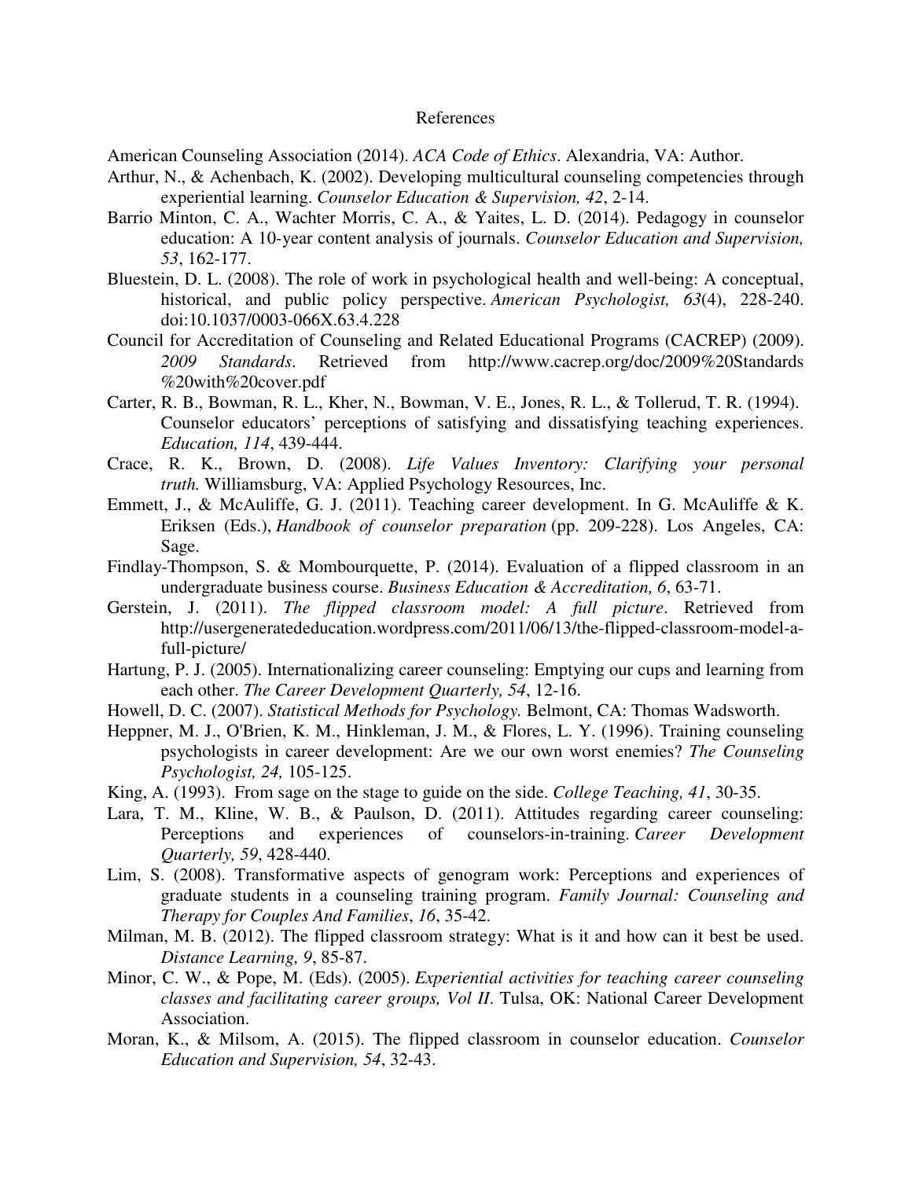# References

American Counseling Association (2014). *ACA Code of Ethics*. Alexandria, VA: Author.

Arthur, N., & Achenbach, K. (2002). Developing multicultural counseling competencies through experiential learning. *Counselor Education & Supervision, 42*, 2-14.

Barrio Minton, C. A., Wachter Morris, C. A., & Yaites, L. D. (2014). Pedagogy in counselor education: A 10-year content analysis of journals. *Counselor Education and Supervision, 53*, 162-177.

Bluestein, D. L. (2008). The role of work in psychological health and well-being: A conceptual, historical, and public policy perspective. *American Psychologist, 63*(4), 228-240. doi:10.1037/0003-066X.63.4.228

Council for Accreditation of Counseling and Related Educational Programs (CACREP) (2009). *2009 Standards*. Retrieved from http://www.cacrep.org/doc/2009%20Standards%20with%20cover.pdf

Carter, R. B., Bowman, R. L., Kher, N., Bowman, V. E., Jones, R. L., & Tollerud, T. R. (1994). Counselor educators' perceptions of satisfying and dissatisfying teaching experiences. *Education, 114*, 439-444.

Crace, R. K., Brown, D. (2008). *Life Values Inventory: Clarifying your personal truth.* Williamsburg, VA: Applied Psychology Resources, Inc.

Emmett, J., & McAuliffe, G. J. (2011). Teaching career development. In G. McAuliffe & K. Eriksen (Eds.), *Handbook of counselor preparation* (pp. 209-228). Los Angeles, CA: Sage.

Findlay-Thompson, S. & Mombourquette, P. (2014). Evaluation of a flipped classroom in an undergraduate business course. *Business Education & Accreditation, 6*, 63-71.

Gerstein, J. (2011). *The flipped classroom model: A full picture*. Retrieved from http://usergeneratededucation.wordpress.com/2011/06/13/the-flipped-classroom-model-a-full-picture/

Hartung, P. J. (2005). Internationalizing career counseling: Emptying our cups and learning from each other. *The Career Development Quarterly, 54*, 12-16.

Howell, D. C. (2007). *Statistical Methods for Psychology.* Belmont, CA: Thomas Wadsworth.

Heppner, M. J., O'Brien, K. M., Hinkleman, J. M., & Flores, L. Y. (1996). Training counseling psychologists in career development: Are we our own worst enemies? *The Counseling Psychologist, 24,* 105-125.

King, A. (1993). From sage on the stage to guide on the side. *College Teaching, 41*, 30-35.

Lara, T. M., Kline, W. B., & Paulson, D. (2011). Attitudes regarding career counseling: Perceptions and experiences of counselors-in-training. *Career Development Quarterly, 59*, 428-440.

Lim, S. (2008). Transformative aspects of genogram work: Perceptions and experiences of graduate students in a counseling training program. *Family Journal: Counseling and Therapy for Couples And Families*, *16*, 35-42.

Milman, M. B. (2012). The flipped classroom strategy: What is it and how can it best be used. *Distance Learning, 9*, 85-87.

Minor, C. W., & Pope, M. (Eds). (2005). *Experiential activities for teaching career counseling classes and facilitating career groups, Vol II*. Tulsa, OK: National Career Development Association.

Moran, K., & Milsom, A. (2015). The flipped classroom in counselor education. *Counselor Education and Supervision, 54*, 32-43.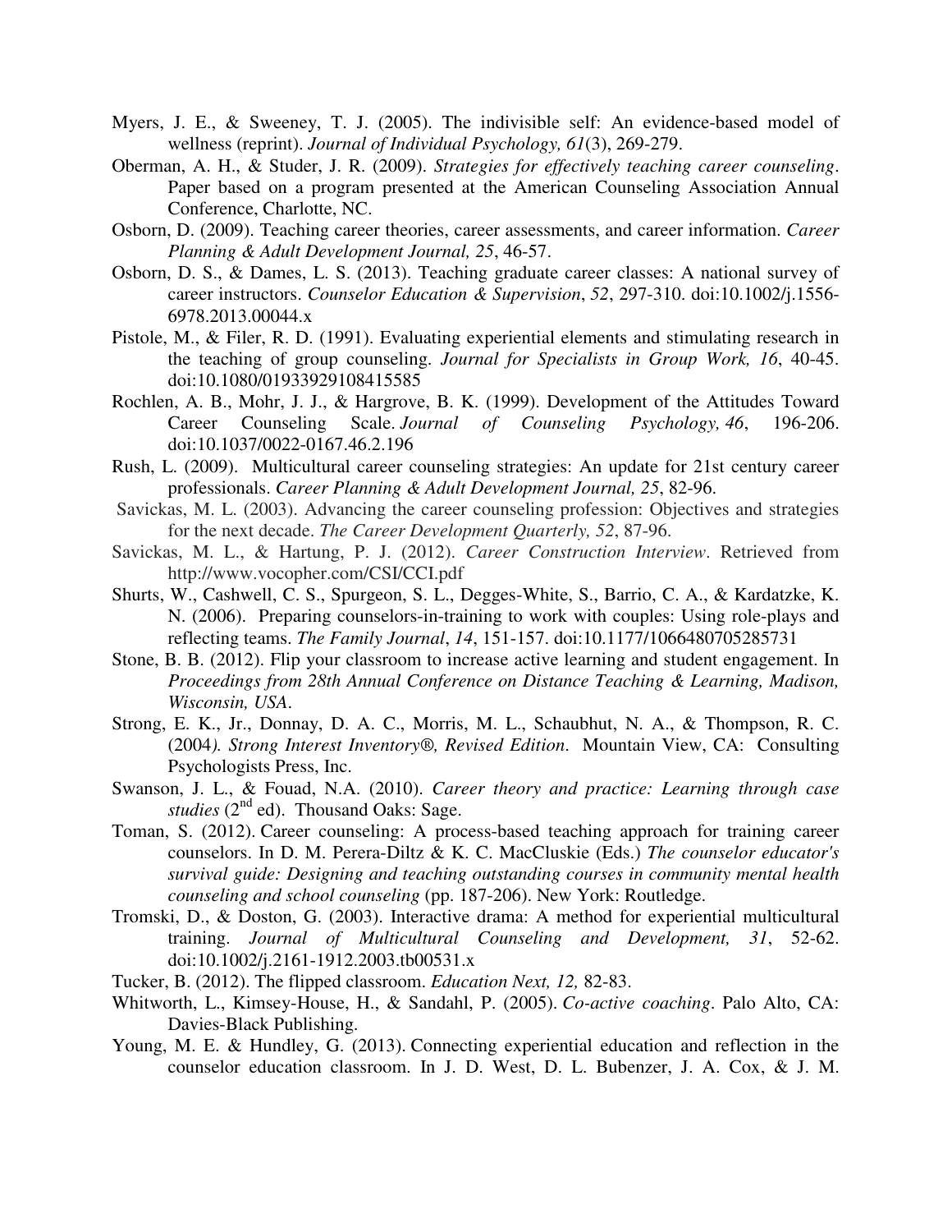Myers, J. E., & Sweeney, T. J. (2005). The indivisible self: An evidence-based model of wellness (reprint). *Journal of Individual Psychology, 61*(3), 269-279.

Oberman, A. H., & Studer, J. R. (2009). *Strategies for effectively teaching career counseling*. Paper based on a program presented at the American Counseling Association Annual Conference, Charlotte, NC.

Osborn, D. (2009). Teaching career theories, career assessments, and career information. *Career Planning & Adult Development Journal, 25*, 46-57.

Osborn, D. S., & Dames, L. S. (2013). Teaching graduate career classes: A national survey of career instructors. *Counselor Education & Supervision*, *52*, 297-310. doi:10.1002/j.1556-6978.2013.00044.x

Pistole, M., & Filer, R. D. (1991). Evaluating experiential elements and stimulating research in the teaching of group counseling. *Journal for Specialists in Group Work, 16*, 40-45. doi:10.1080/01933929108415585

Rochlen, A. B., Mohr, J. J., & Hargrove, B. K. (1999). Development of the Attitudes Toward Career Counseling Scale. *Journal of Counseling Psychology, 46*, 196-206. doi:10.1037/0022-0167.46.2.196

Rush, L. (2009). Multicultural career counseling strategies: An update for 21st century career professionals. *Career Planning & Adult Development Journal, 25*, 82-96.

Savickas, M. L. (2003). Advancing the career counseling profession: Objectives and strategies for the next decade. *The Career Development Quarterly, 52*, 87-96.

Savickas, M. L., & Hartung, P. J. (2012). *Career Construction Interview*. Retrieved from http://www.vocopher.com/CSI/CCI.pdf

Shurts, W., Cashwell, C. S., Spurgeon, S. L., Degges-White, S., Barrio, C. A., & Kardatzke, K. N. (2006). Preparing counselors-in-training to work with couples: Using role-plays and reflecting teams. *The Family Journal*, *14*, 151-157. doi:10.1177/1066480705285731

Stone, B. B. (2012). Flip your classroom to increase active learning and student engagement. In *Proceedings from 28th Annual Conference on Distance Teaching & Learning, Madison, Wisconsin, USA*.

Strong, E. K., Jr., Donnay, D. A. C., Morris, M. L., Schaubhut, N. A., & Thompson, R. C. (2004*). Strong Interest Inventory®, Revised Edition*. Mountain View, CA: Consulting Psychologists Press, Inc.

Swanson, J. L., & Fouad, N.A. (2010). *Career theory and practice: Learning through case studies* (2nd ed). Thousand Oaks: Sage.

Toman, S. (2012). Career counseling: A process-based teaching approach for training career counselors. In D. M. Perera-Diltz & K. C. MacCluskie (Eds.) *The counselor educator's survival guide: Designing and teaching outstanding courses in community mental health counseling and school counseling* (pp. 187-206). New York: Routledge.

Tromski, D., & Doston, G. (2003). Interactive drama: A method for experiential multicultural training. *Journal of Multicultural Counseling and Development, 31*, 52-62. doi:10.1002/j.2161-1912.2003.tb00531.x

Tucker, B. (2012). The flipped classroom. *Education Next, 12,* 82-83.

Whitworth, L., Kimsey-House, H., & Sandahl, P. (2005). *Co-active coaching*. Palo Alto, CA: Davies-Black Publishing.

Young, M. E. & Hundley, G. (2013). Connecting experiential education and reflection in the counselor education classroom. In J. D. West, D. L. Bubenzer, J. A. Cox, & J. M.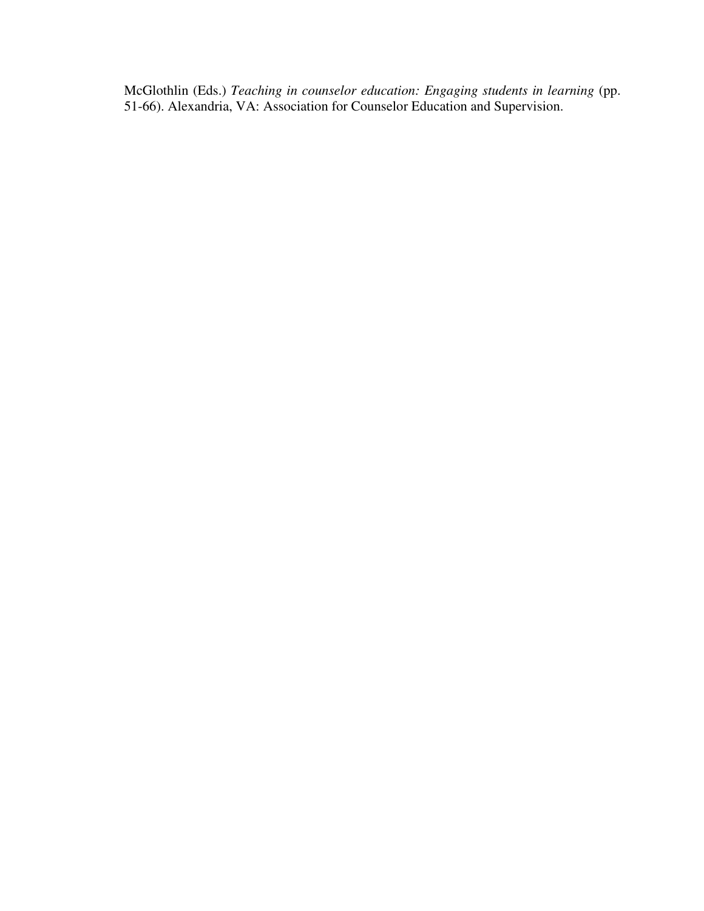McGlothlin (Eds.) *Teaching in counselor education: Engaging students in learning* (pp. 51-66). Alexandria, VA: Association for Counselor Education and Supervision.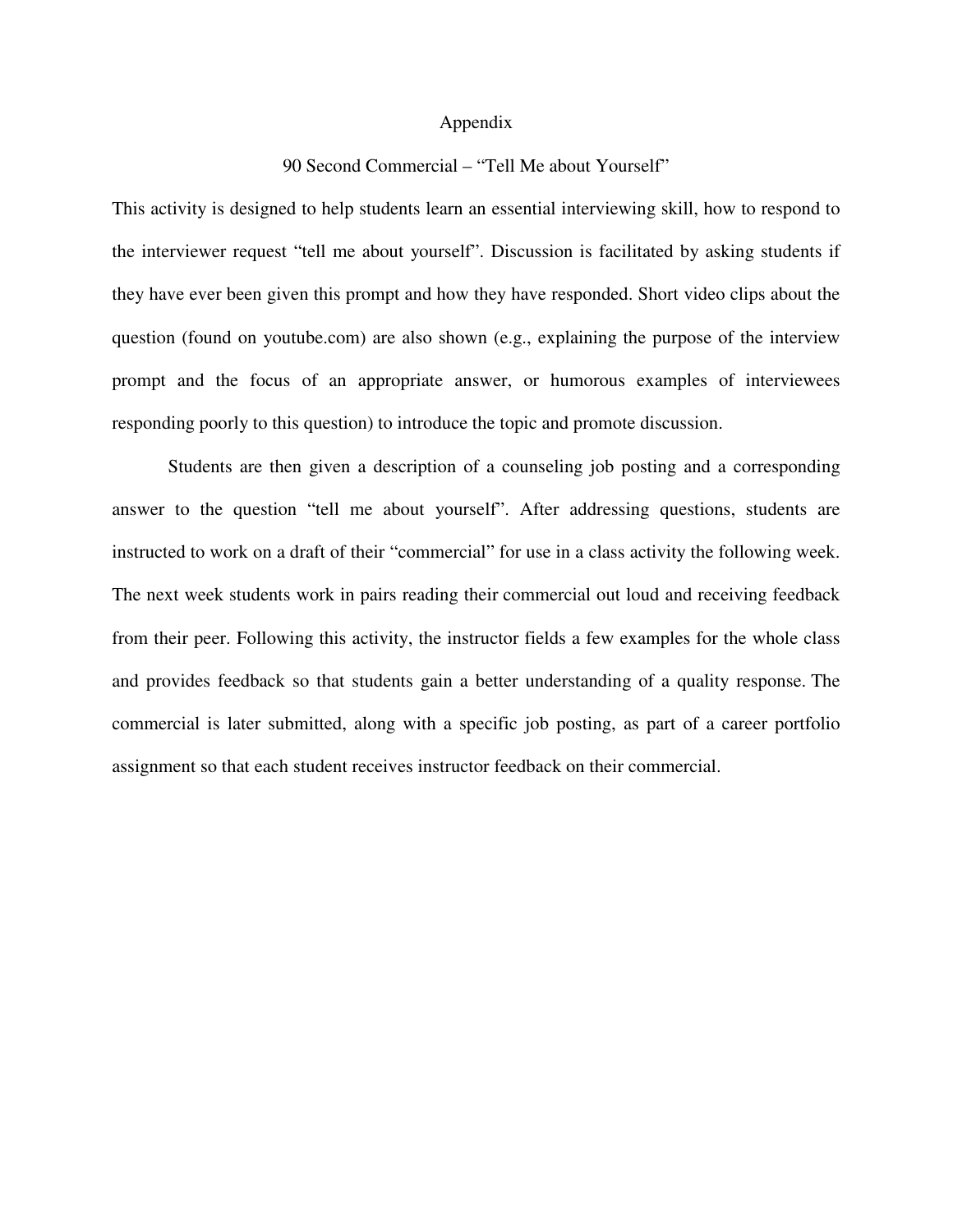# Appendix

## 90 Second Commercial – “Tell Me about Yourself”

This activity is designed to help students learn an essential interviewing skill, how to respond to the interviewer request “tell me about yourself”. Discussion is facilitated by asking students if they have ever been given this prompt and how they have responded. Short video clips about the question (found on youtube.com) are also shown (e.g., explaining the purpose of the interview prompt and the focus of an appropriate answer, or humorous examples of interviewees responding poorly to this question) to introduce the topic and promote discussion.

Students are then given a description of a counseling job posting and a corresponding answer to the question “tell me about yourself”. After addressing questions, students are instructed to work on a draft of their “commercial” for use in a class activity the following week. The next week students work in pairs reading their commercial out loud and receiving feedback from their peer. Following this activity, the instructor fields a few examples for the whole class and provides feedback so that students gain a better understanding of a quality response. The commercial is later submitted, along with a specific job posting, as part of a career portfolio assignment so that each student receives instructor feedback on their commercial.